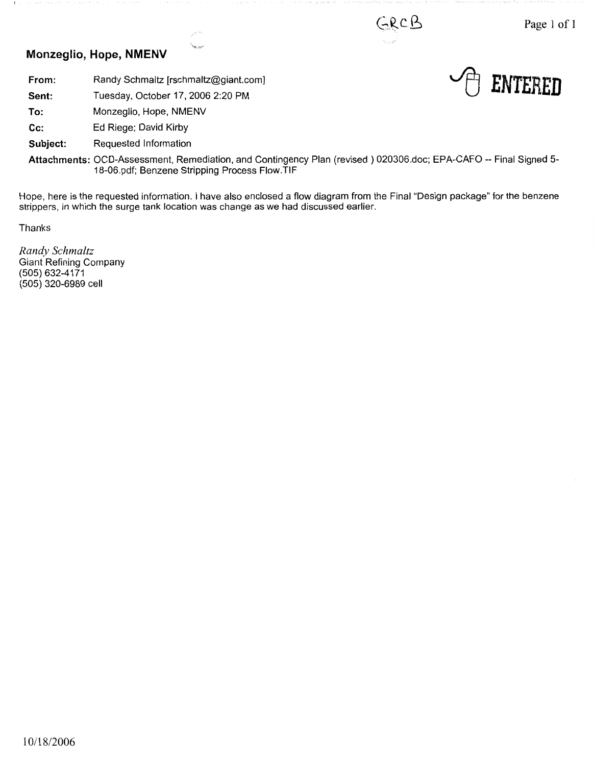GRCB

ENTERED

## Monzeglio, Hope, NMENV

**From:** Randy Schmaltz [rschmaltz@giant.com]

**Sent:** Tuesday, October 17, 2006 2:20 PM

**To:** Monzeglio, Hope, NMENV

**Cc:** Ed Riege; David Kirby

**Subject:** Requested Information

**Attachments:** OCD-Assessment, Remediation, and Contingency Plan (revised ) 020306.doc; EPA-CAFO -- Final Signed 5-18-06.pdf; Benzene Stripping Process Flow.TIF

Hope, here is the requested information. I have also enclosed a flow diagram from the Final "Design package" for the benzene strippers, in which the surge tank location was change as we had discussed earlier.

Thanks

*Randy Schmaltz*
Giant Refining Company
(505) 632-4171
(505) 320-6989 cell

10/18/2006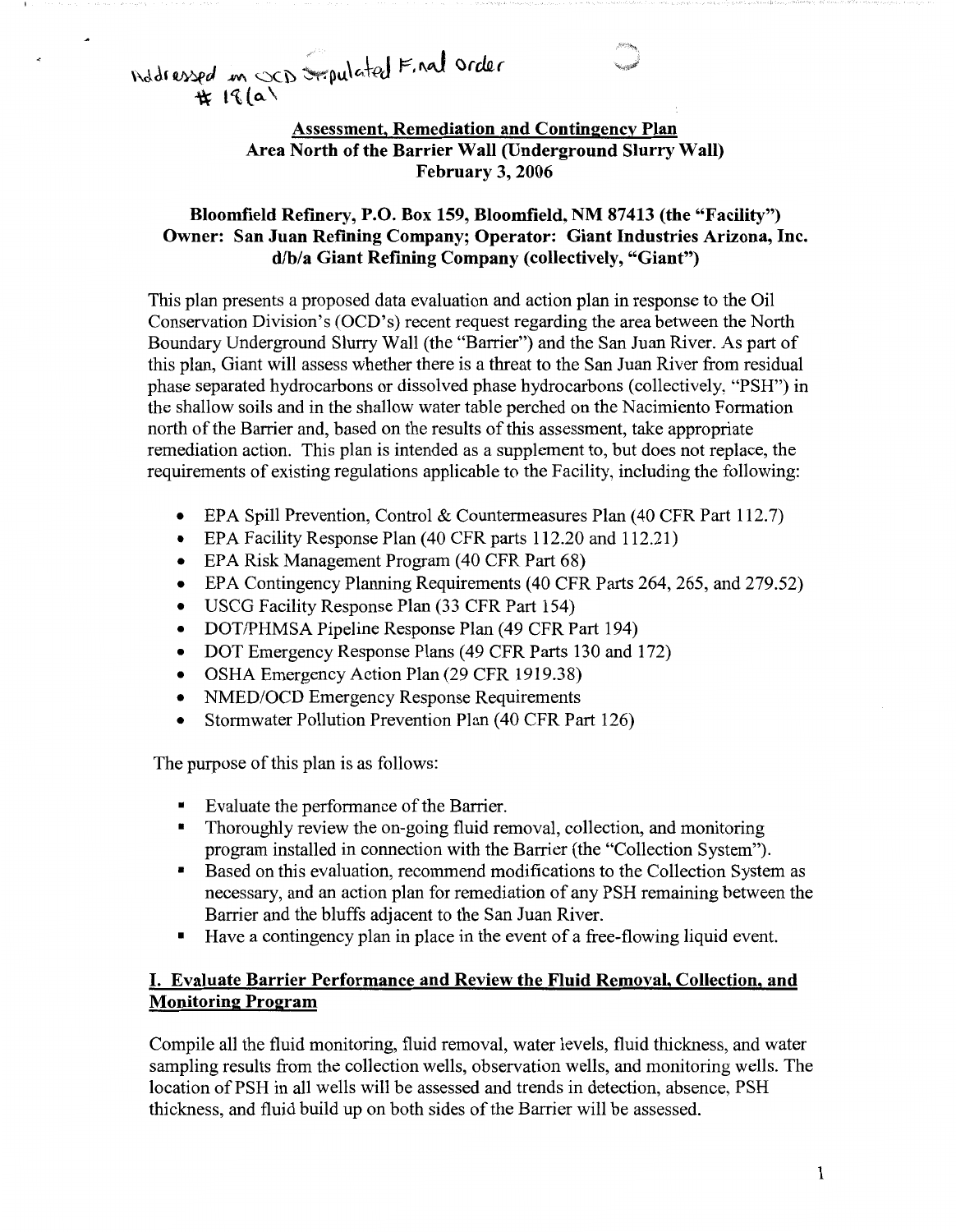Addressed in OCD Stipulated Final Order # 18(a)

## Assessment, Remediation and Contingency Plan
### Area North of the Barrier Wall (Underground Slurry Wall)
### February 3, 2006

### Bloomfield Refinery, P.O. Box 159, Bloomfield, NM 87413 (the "Facility")
### Owner: San Juan Refining Company; Operator: Giant Industries Arizona, Inc. d/b/a Giant Refining Company (collectively, "Giant")

This plan presents a proposed data evaluation and action plan in response to the Oil Conservation Division's (OCD's) recent request regarding the area between the North Boundary Underground Slurry Wall (the "Barrier") and the San Juan River. As part of this plan, Giant will assess whether there is a threat to the San Juan River from residual phase separated hydrocarbons or dissolved phase hydrocarbons (collectively, "PSH") in the shallow soils and in the shallow water table perched on the Nacimiento Formation north of the Barrier and, based on the results of this assessment, take appropriate remediation action. This plan is intended as a supplement to, but does not replace, the requirements of existing regulations applicable to the Facility, including the following:

- EPA Spill Prevention, Control & Countermeasures Plan (40 CFR Part 112.7)
- EPA Facility Response Plan (40 CFR parts 112.20 and 112.21)
- EPA Risk Management Program (40 CFR Part 68)
- EPA Contingency Planning Requirements (40 CFR Parts 264, 265, and 279.52)
- USCG Facility Response Plan (33 CFR Part 154)
- DOT/PHMSA Pipeline Response Plan (49 CFR Part 194)
- DOT Emergency Response Plans (49 CFR Parts 130 and 172)
- OSHA Emergency Action Plan (29 CFR 1919.38)
- NMED/OCD Emergency Response Requirements
- Stormwater Pollution Prevention Plan (40 CFR Part 126)

The purpose of this plan is as follows:

- Evaluate the performance of the Barrier.
- Thoroughly review the on-going fluid removal, collection, and monitoring program installed in connection with the Barrier (the "Collection System").
- Based on this evaluation, recommend modifications to the Collection System as necessary, and an action plan for remediation of any PSH remaining between the Barrier and the bluffs adjacent to the San Juan River.
- Have a contingency plan in place in the event of a free-flowing liquid event.

## I. Evaluate Barrier Performance and Review the Fluid Removal, Collection, and Monitoring Program

Compile all the fluid monitoring, fluid removal, water levels, fluid thickness, and water sampling results from the collection wells, observation wells, and monitoring wells. The location of PSH in all wells will be assessed and trends in detection, absence, PSH thickness, and fluid build up on both sides of the Barrier will be assessed.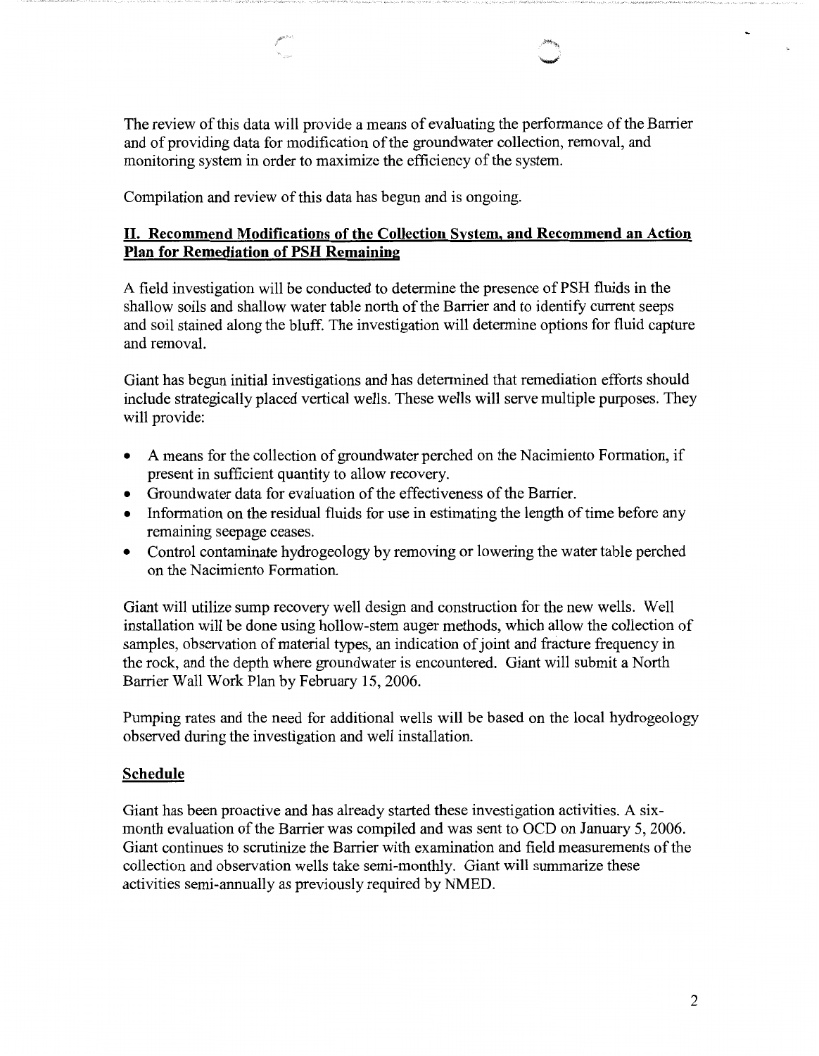The review of this data will provide a means of evaluating the performance of the Barrier and of providing data for modification of the groundwater collection, removal, and monitoring system in order to maximize the efficiency of the system.

Compilation and review of this data has begun and is ongoing.

## II. Recommend Modifications of the Collection System, and Recommend an Action Plan for Remediation of PSH Remaining

A field investigation will be conducted to determine the presence of PSH fluids in the shallow soils and shallow water table north of the Barrier and to identify current seeps and soil stained along the bluff. The investigation will determine options for fluid capture and removal.

Giant has begun initial investigations and has determined that remediation efforts should include strategically placed vertical wells. These wells will serve multiple purposes. They will provide:

- A means for the collection of groundwater perched on the Nacimiento Formation, if present in sufficient quantity to allow recovery.
- Groundwater data for evaluation of the effectiveness of the Barrier.
- Information on the residual fluids for use in estimating the length of time before any remaining seepage ceases.
- Control contaminate hydrogeology by removing or lowering the water table perched on the Nacimiento Formation.

Giant will utilize sump recovery well design and construction for the new wells. Well installation will be done using hollow-stem auger methods, which allow the collection of samples, observation of material types, an indication of joint and fracture frequency in the rock, and the depth where groundwater is encountered. Giant will submit a North Barrier Wall Work Plan by February 15, 2006.

Pumping rates and the need for additional wells will be based on the local hydrogeology observed during the investigation and well installation.

## Schedule

Giant has been proactive and has already started these investigation activities. A six-month evaluation of the Barrier was compiled and was sent to OCD on January 5, 2006. Giant continues to scrutinize the Barrier with examination and field measurements of the collection and observation wells take semi-monthly. Giant will summarize these activities semi-annually as previously required by NMED.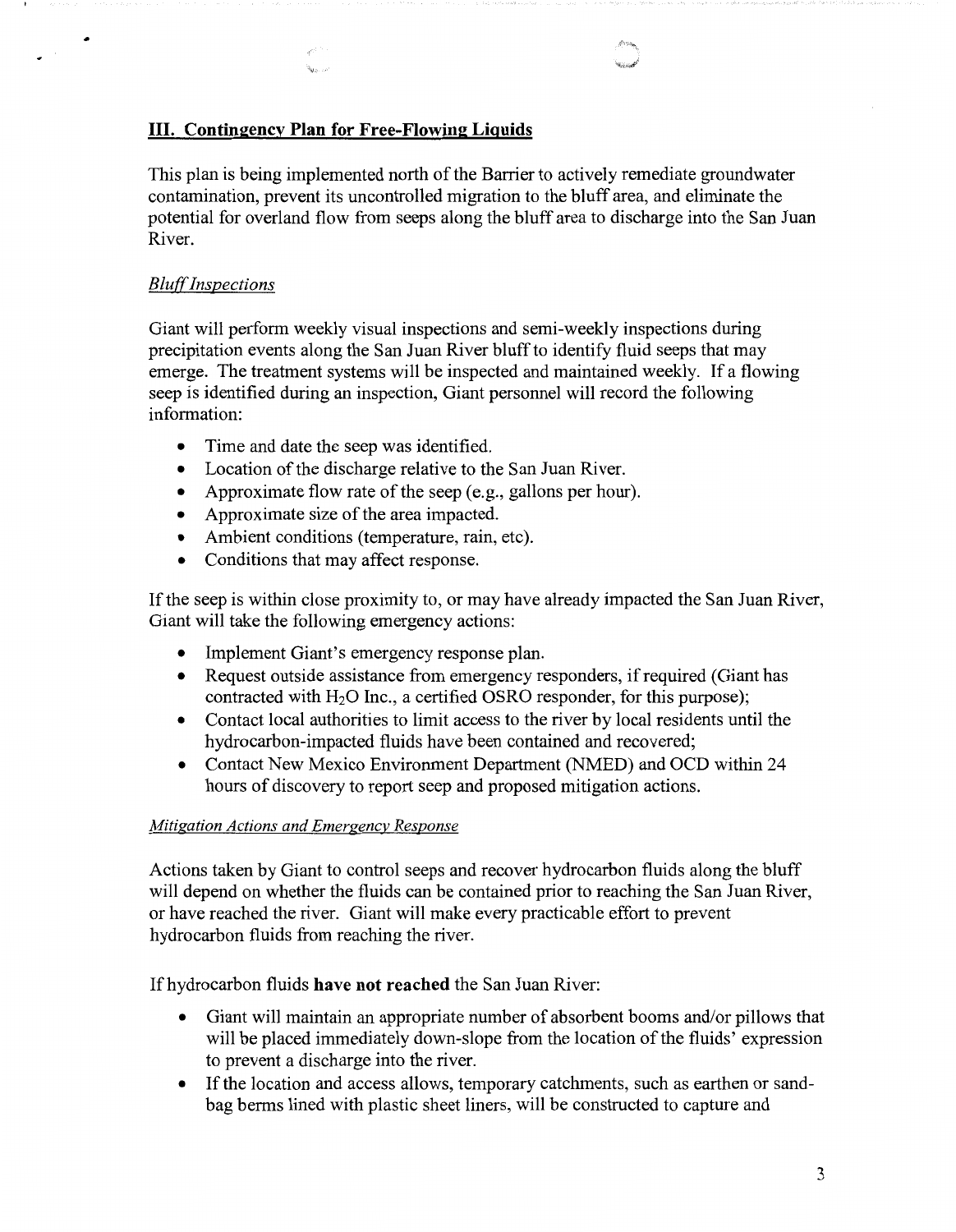## III. Contingency Plan for Free-Flowing Liquids

This plan is being implemented north of the Barrier to actively remediate groundwater contamination, prevent its uncontrolled migration to the bluff area, and eliminate the potential for overland flow from seeps along the bluff area to discharge into the San Juan River.

### *Bluff Inspections*

Giant will perform weekly visual inspections and semi-weekly inspections during precipitation events along the San Juan River bluff to identify fluid seeps that may emerge. The treatment systems will be inspected and maintained weekly. If a flowing seep is identified during an inspection, Giant personnel will record the following information:

- Time and date the seep was identified.
- Location of the discharge relative to the San Juan River.
- Approximate flow rate of the seep (e.g., gallons per hour).
- Approximate size of the area impacted.
- Ambient conditions (temperature, rain, etc).
- Conditions that may affect response.

If the seep is within close proximity to, or may have already impacted the San Juan River, Giant will take the following emergency actions:

- Implement Giant's emergency response plan.
- Request outside assistance from emergency responders, if required (Giant has contracted with $H_2O$ Inc., a certified OSRO responder, for this purpose);
- Contact local authorities to limit access to the river by local residents until the hydrocarbon-impacted fluids have been contained and recovered;
- Contact New Mexico Environment Department (NMED) and OCD within 24 hours of discovery to report seep and proposed mitigation actions.

### *Mitigation Actions and Emergency Response*

Actions taken by Giant to control seeps and recover hydrocarbon fluids along the bluff will depend on whether the fluids can be contained prior to reaching the San Juan River, or have reached the river. Giant will make every practicable effort to prevent hydrocarbon fluids from reaching the river.

If hydrocarbon fluids **have not reached** the San Juan River:

- Giant will maintain an appropriate number of absorbent booms and/or pillows that will be placed immediately down-slope from the location of the fluids' expression to prevent a discharge into the river.
- If the location and access allows, temporary catchments, such as earthen or sand-bag berms lined with plastic sheet liners, will be constructed to capture and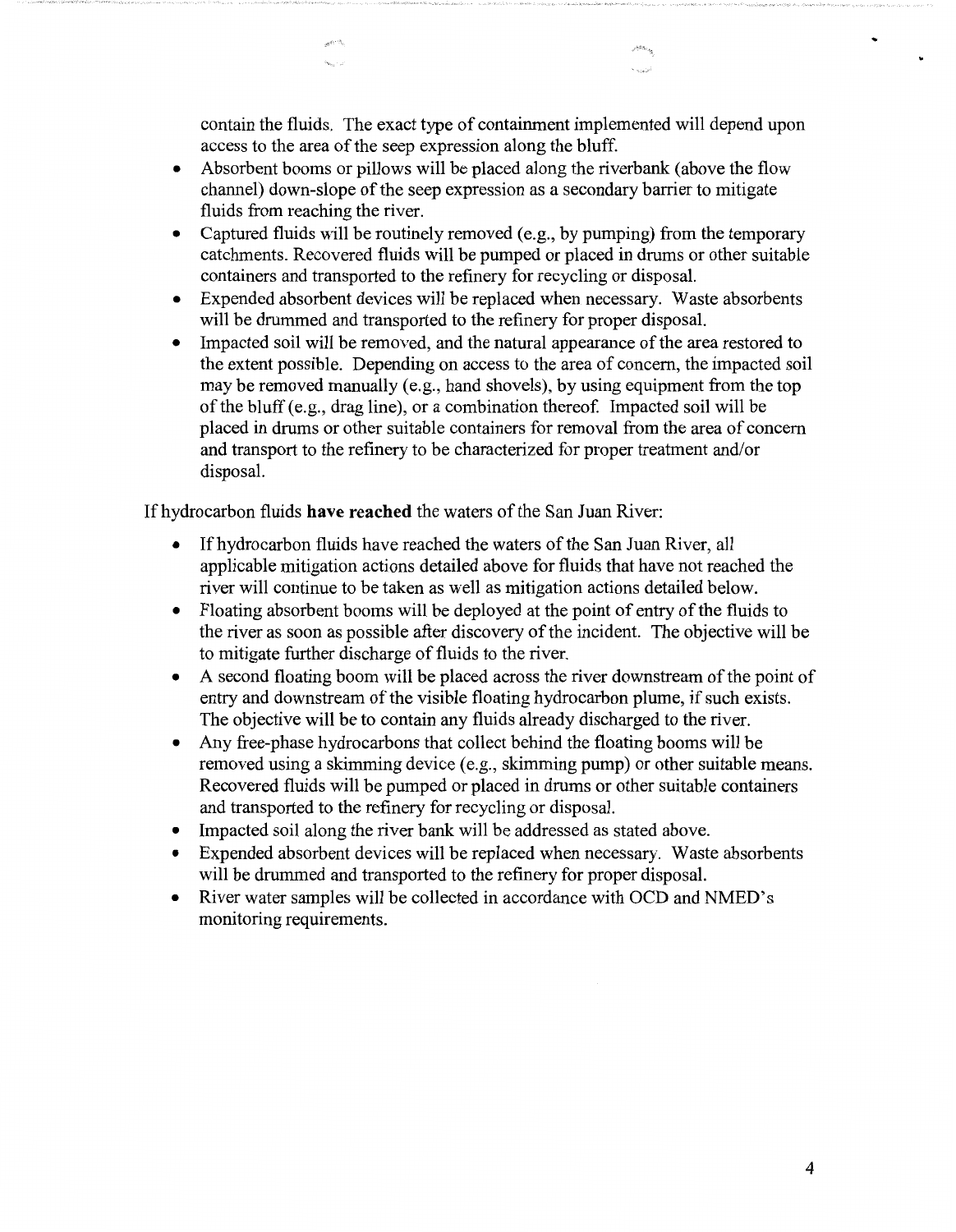contain the fluids. The exact type of containment implemented will depend upon access to the area of the seep expression along the bluff.

- Absorbent booms or pillows will be placed along the riverbank (above the flow channel) down-slope of the seep expression as a secondary barrier to mitigate fluids from reaching the river.
- Captured fluids will be routinely removed (e.g., by pumping) from the temporary catchments. Recovered fluids will be pumped or placed in drums or other suitable containers and transported to the refinery for recycling or disposal.
- Expended absorbent devices will be replaced when necessary. Waste absorbents will be drummed and transported to the refinery for proper disposal.
- Impacted soil will be removed, and the natural appearance of the area restored to the extent possible. Depending on access to the area of concern, the impacted soil may be removed manually (e.g., hand shovels), by using equipment from the top of the bluff (e.g., drag line), or a combination thereof. Impacted soil will be placed in drums or other suitable containers for removal from the area of concern and transport to the refinery to be characterized for proper treatment and/or disposal.

If hydrocarbon fluids **have reached** the waters of the San Juan River:

- If hydrocarbon fluids have reached the waters of the San Juan River, all applicable mitigation actions detailed above for fluids that have not reached the river will continue to be taken as well as mitigation actions detailed below.
- Floating absorbent booms will be deployed at the point of entry of the fluids to the river as soon as possible after discovery of the incident. The objective will be to mitigate further discharge of fluids to the river.
- A second floating boom will be placed across the river downstream of the point of entry and downstream of the visible floating hydrocarbon plume, if such exists. The objective will be to contain any fluids already discharged to the river.
- Any free-phase hydrocarbons that collect behind the floating booms will be removed using a skimming device (e.g., skimming pump) or other suitable means. Recovered fluids will be pumped or placed in drums or other suitable containers and transported to the refinery for recycling or disposal.
- Impacted soil along the river bank will be addressed as stated above.
- Expended absorbent devices will be replaced when necessary. Waste absorbents will be drummed and transported to the refinery for proper disposal.
- River water samples will be collected in accordance with OCD and NMED's monitoring requirements.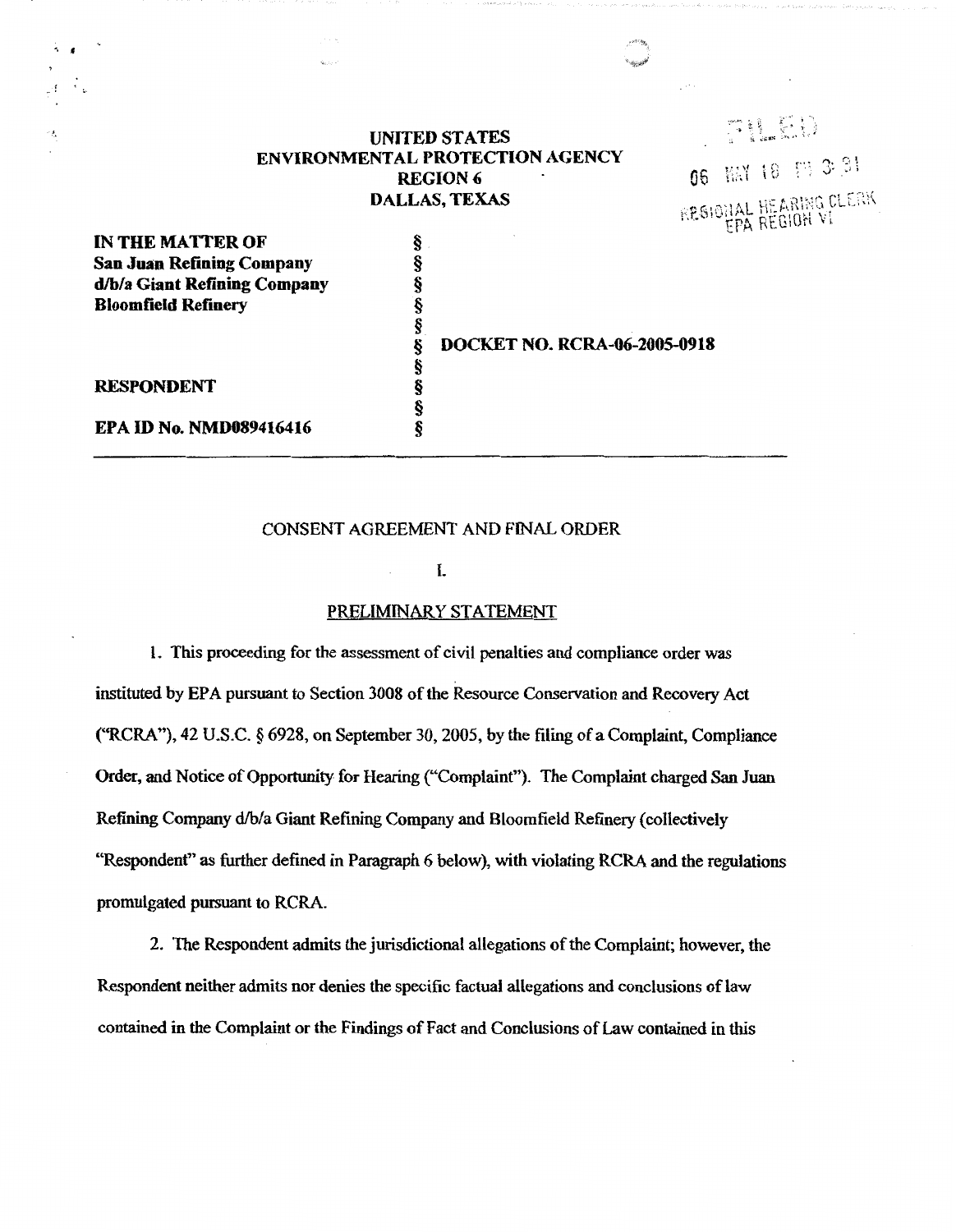# UNITED STATES
# ENVIRONMENTAL PROTECTION AGENCY
## REGION 6
## DALLAS, TEXAS

FILED
06 MAY 18 PM 3:31
REGIONAL HEARING CLERK
EPA REGION VI

| | | |
|---|---|---|
| **IN THE MATTER OF** | § | |
| **San Juan Refining Company** | § | |
| **d/b/a Giant Refining Company** | § | |
| **Bloomfield Refinery** | § | |
| | § | |
| | § | **DOCKET NO. RCRA-06-2005-0918** |
| | § | |
| **RESPONDENT** | § | |
| | § | |
| **EPA ID No. NMD089416416** | § | |

CONSENT AGREEMENT AND FINAL ORDER

I.

PRELIMINARY STATEMENT

1. This proceeding for the assessment of civil penalties and compliance order was instituted by EPA pursuant to Section 3008 of the Resource Conservation and Recovery Act ("RCRA"), 42 U.S.C. § 6928, on September 30, 2005, by the filing of a Complaint, Compliance Order, and Notice of Opportunity for Hearing ("Complaint"). The Complaint charged San Juan Refining Company d/b/a Giant Refining Company and Bloomfield Refinery (collectively "Respondent" as further defined in Paragraph 6 below), with violating RCRA and the regulations promulgated pursuant to RCRA.

2. The Respondent admits the jurisdictional allegations of the Complaint; however, the Respondent neither admits nor denies the specific factual allegations and conclusions of law contained in the Complaint or the Findings of Fact and Conclusions of Law contained in this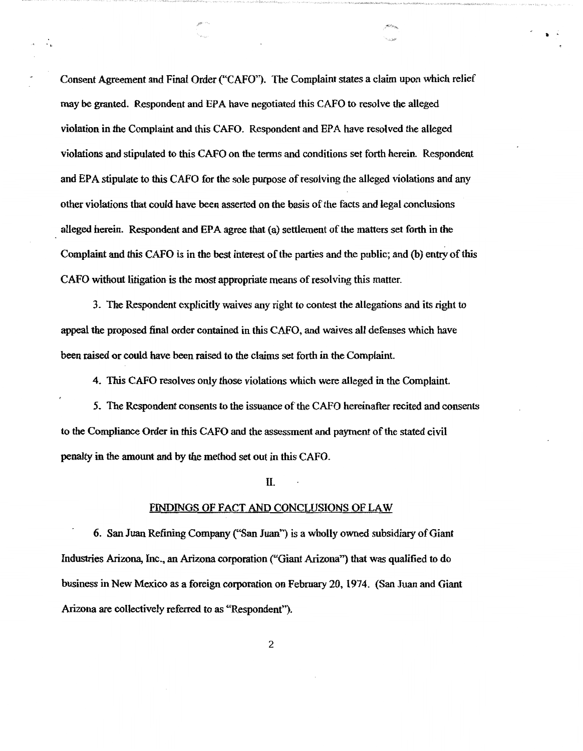Consent Agreement and Final Order ("CAFO"). The Complaint states a claim upon which relief may be granted. Respondent and EPA have negotiated this CAFO to resolve the alleged violation in the Complaint and this CAFO. Respondent and EPA have resolved the alleged violations and stipulated to this CAFO on the terms and conditions set forth herein. Respondent and EPA stipulate to this CAFO for the sole purpose of resolving the alleged violations and any other violations that could have been asserted on the basis of the facts and legal conclusions alleged herein. Respondent and EPA agree that (a) settlement of the matters set forth in the Complaint and this CAFO is in the best interest of the parties and the public; and (b) entry of this CAFO without litigation is the most appropriate means of resolving this matter.

3. The Respondent explicitly waives any right to contest the allegations and its right to appeal the proposed final order contained in this CAFO, and waives all defenses which have been raised or could have been raised to the claims set forth in the Complaint.

4. This CAFO resolves only those violations which were alleged in the Complaint.

5. The Respondent consents to the issuance of the CAFO hereinafter recited and consents to the Compliance Order in this CAFO and the assessment and payment of the stated civil penalty in the amount and by the method set out in this CAFO.

## II.

## FINDINGS OF FACT AND CONCLUSIONS OF LAW

6. San Juan Refining Company ("San Juan") is a wholly owned subsidiary of Giant Industries Arizona, Inc., an Arizona corporation ("Giant Arizona") that was qualified to do business in New Mexico as a foreign corporation on February 20, 1974. (San Juan and Giant Arizona are collectively referred to as "Respondent").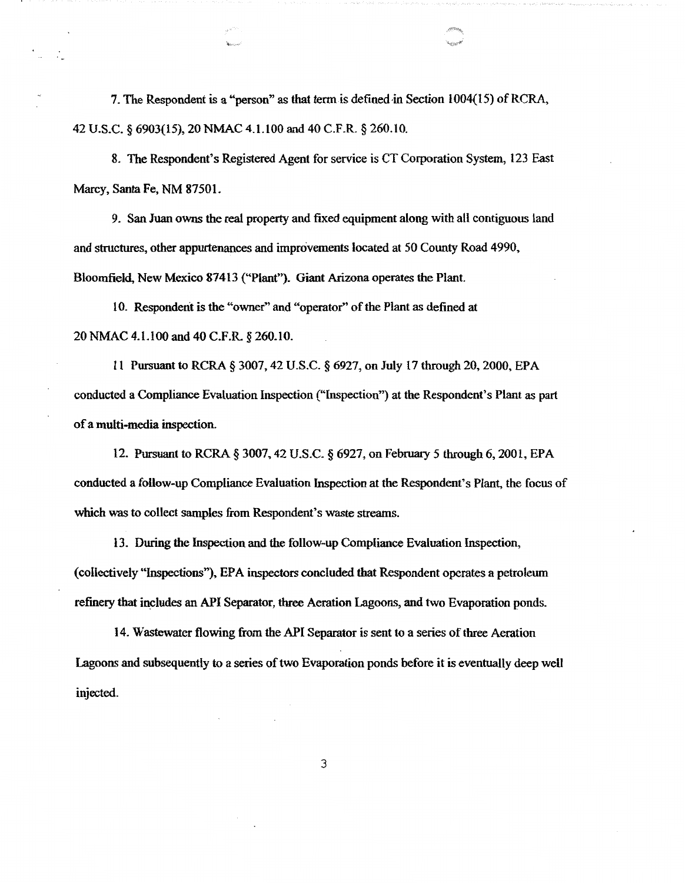7. The Respondent is a "person" as that term is defined in Section 1004(15) of RCRA, 42 U.S.C. § 6903(15), 20 NMAC 4.1.100 and 40 C.F.R. § 260.10.

8. The Respondent's Registered Agent for service is CT Corporation System, 123 East Marcy, Santa Fe, NM 87501.

9. San Juan owns the real property and fixed equipment along with all contiguous land and structures, other appurtenances and improvements located at 50 County Road 4990, Bloomfield, New Mexico 87413 ("Plant"). Giant Arizona operates the Plant.

10. Respondent is the "owner" and "operator" of the Plant as defined at 20 NMAC 4.1.100 and 40 C.F.R. § 260.10.

11 Pursuant to RCRA § 3007, 42 U.S.C. § 6927, on July 17 through 20, 2000, EPA conducted a Compliance Evaluation Inspection ("Inspection") at the Respondent's Plant as part of a multi-media inspection.

12. Pursuant to RCRA § 3007, 42 U.S.C. § 6927, on February 5 through 6, 2001, EPA conducted a follow-up Compliance Evaluation Inspection at the Respondent's Plant, the focus of which was to collect samples from Respondent's waste streams.

13. During the Inspection and the follow-up Compliance Evaluation Inspection, (collectively "Inspections"), EPA inspectors concluded that Respondent operates a petroleum refinery that includes an API Separator, three Aeration Lagoons, and two Evaporation ponds.

14. Wastewater flowing from the API Separator is sent to a series of three Aeration Lagoons and subsequently to a series of two Evaporation ponds before it is eventually deep well injected.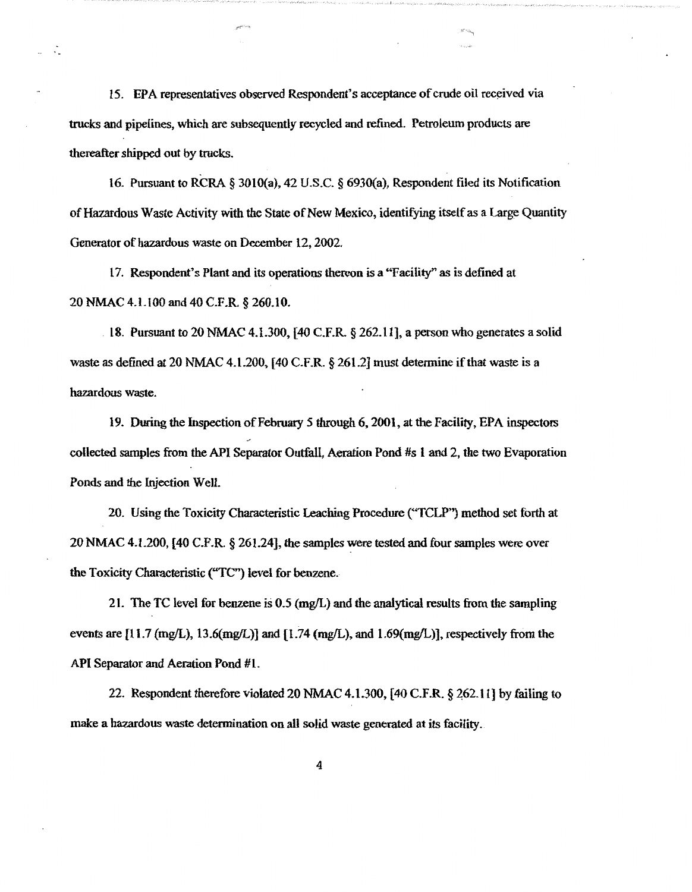15. EPA representatives observed Respondent's acceptance of crude oil received via trucks and pipelines, which are subsequently recycled and refined. Petroleum products are thereafter shipped out by trucks.

16. Pursuant to RCRA § 3010(a), 42 U.S.C. § 6930(a), Respondent filed its Notification of Hazardous Waste Activity with the State of New Mexico, identifying itself as a Large Quantity Generator of hazardous waste on December 12, 2002.

17. Respondent's Plant and its operations thereon is a "Facility" as is defined at 20 NMAC 4.1.100 and 40 C.F.R. § 260.10.

18. Pursuant to 20 NMAC 4.1.300, [40 C.F.R. § 262.11], a person who generates a solid waste as defined at 20 NMAC 4.1.200, [40 C.F.R. § 261.2] must determine if that waste is a hazardous waste.

19. During the Inspection of February 5 through 6, 2001, at the Facility, EPA inspectors collected samples from the API Separator Outfall, Aeration Pond #s 1 and 2, the two Evaporation Ponds and the Injection Well.

20. Using the Toxicity Characteristic Leaching Procedure ("TCLP") method set forth at 20 NMAC 4.1.200, [40 C.F.R. § 261.24], the samples were tested and four samples were over the Toxicity Characteristic ("TC") level for benzene.

21. The TC level for benzene is 0.5 (mg/L) and the analytical results from the sampling events are [11.7 (mg/L), 13.6(mg/L)] and [1.74 (mg/L), and 1.69(mg/L)], respectively from the API Separator and Aeration Pond #1.

22. Respondent therefore violated 20 NMAC 4.1.300, [40 C.F.R. § 262.11] by failing to make a hazardous waste determination on all solid waste generated at its facility.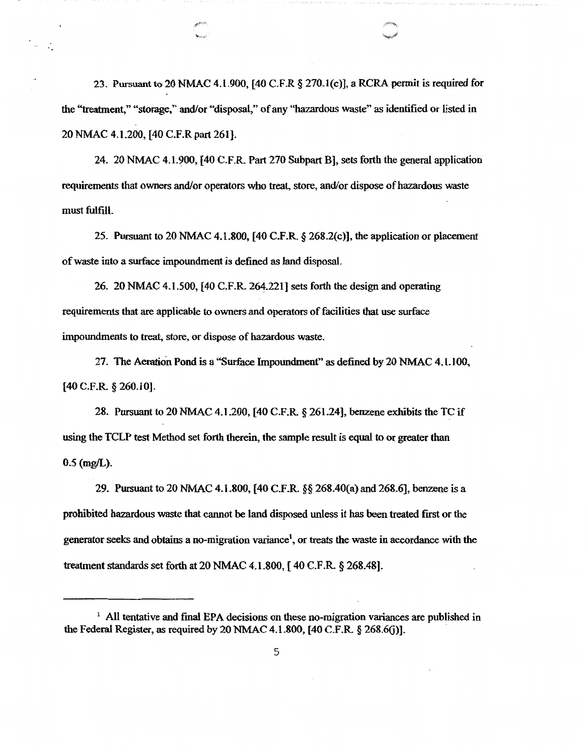23. Pursuant to 20 NMAC 4.1.900, [40 C.F.R § 270.1(c)], a RCRA permit is required for the "treatment," "storage," and/or "disposal," of any "hazardous waste" as identified or listed in 20 NMAC 4.1.200, [40 C.F.R part 261].

24. 20 NMAC 4.1.900, [40 C.F.R. Part 270 Subpart B], sets forth the general application requirements that owners and/or operators who treat, store, and/or dispose of hazardous waste must fulfill.

25. Pursuant to 20 NMAC 4.1.800, [40 C.F.R. § 268.2(c)], the application or placement of waste into a surface impoundment is defined as land disposal.

26. 20 NMAC 4.1.500, [40 C.F.R. 264.221] sets forth the design and operating requirements that are applicable to owners and operators of facilities that use surface impoundments to treat, store, or dispose of hazardous waste.

27. The Aeration Pond is a "Surface Impoundment" as defined by 20 NMAC 4.1.100, [40 C.F.R. § 260.10].

28. Pursuant to 20 NMAC 4.1.200, [40 C.F.R. § 261.24], benzene exhibits the TC if using the TCLP test Method set forth therein, the sample result is equal to or greater than 0.5 (mg/L).

29. Pursuant to 20 NMAC 4.1.800, [40 C.F.R. §§ 268.40(a) and 268.6], benzene is a prohibited hazardous waste that cannot be land disposed unless it has been treated first or the generator seeks and obtains a no-migration variance[1], or treats the waste in accordance with the treatment standards set forth at 20 NMAC 4.1.800, [ 40 C.F.R. § 268.48].

[1] All tentative and final EPA decisions on these no-migration variances are published in the Federal Register, as required by 20 NMAC 4.1.800, [40 C.F.R. § 268.6(j)].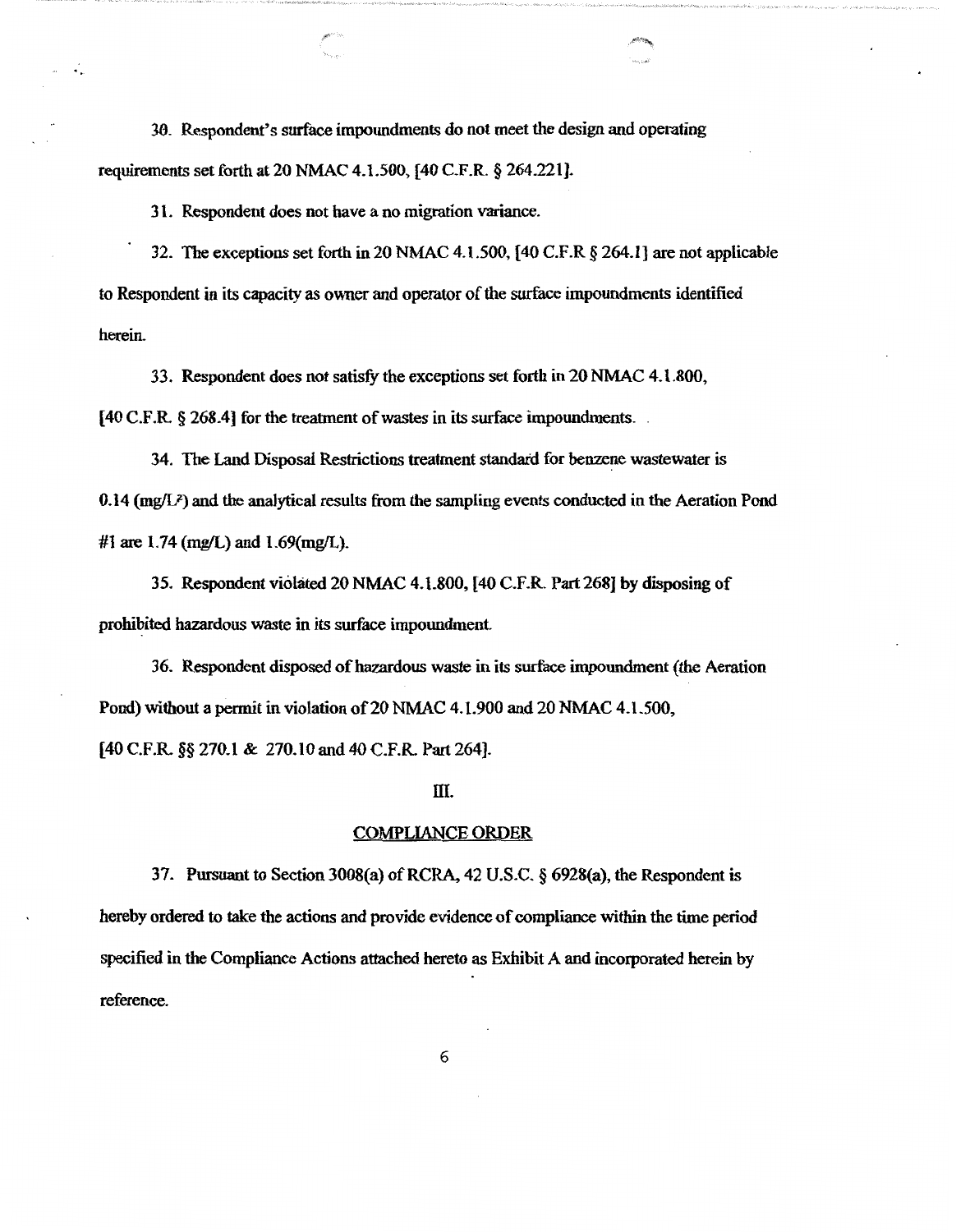30. Respondent's surface impoundments do not meet the design and operating requirements set forth at 20 NMAC 4.1.500, [40 C.F.R. § 264.221].

31. Respondent does not have a no migration variance.

32. The exceptions set forth in 20 NMAC 4.1.500, [40 C.F.R § 264.1] are not applicable to Respondent in its capacity as owner and operator of the surface impoundments identified herein.

33. Respondent does not satisfy the exceptions set forth in 20 NMAC 4.1.800, [40 C.F.R. § 268.4] for the treatment of wastes in its surface impoundments.

34. The Land Disposal Restrictions treatment standard for benzene wastewater is 0.14 (mg/L) and the analytical results from the sampling events conducted in the Aeration Pond #1 are 1.74 (mg/L) and 1.69(mg/L).

35. Respondent violated 20 NMAC 4.1.800, [40 C.F.R. Part 268] by disposing of prohibited hazardous waste in its surface impoundment.

36. Respondent disposed of hazardous waste in its surface impoundment (the Aeration Pond) without a permit in violation of 20 NMAC 4.1.900 and 20 NMAC 4.1.500, [40 C.F.R. §§ 270.1 & 270.10 and 40 C.F.R. Part 264].

## III.

## COMPLIANCE ORDER

37. Pursuant to Section 3008(a) of RCRA, 42 U.S.C. § 6928(a), the Respondent is hereby ordered to take the actions and provide evidence of compliance within the time period specified in the Compliance Actions attached hereto as Exhibit A and incorporated herein by reference.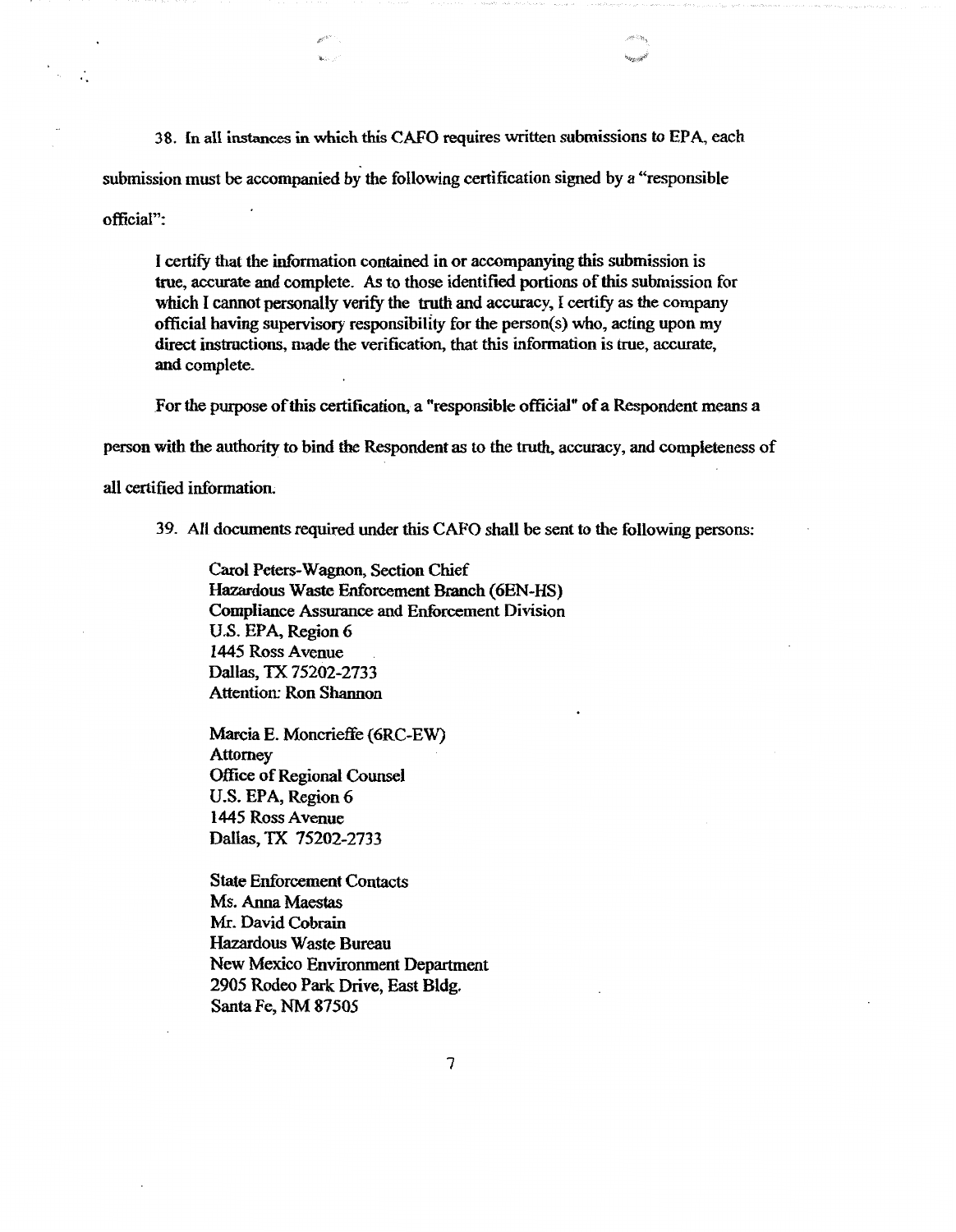38. In all instances in which this CAFO requires written submissions to EPA, each submission must be accompanied by the following certification signed by a "responsible official":

> I certify that the information contained in or accompanying this submission is true, accurate and complete. As to those identified portions of this submission for which I cannot personally verify the truth and accuracy, I certify as the company official having supervisory responsibility for the person(s) who, acting upon my direct instructions, made the verification, that this information is true, accurate, and complete.

For the purpose of this certification, a "responsible official" of a Respondent means a person with the authority to bind the Respondent as to the truth, accuracy, and completeness of all certified information.

39. All documents required under this CAFO shall be sent to the following persons:

Carol Peters-Wagnon, Section Chief
Hazardous Waste Enforcement Branch (6EN-HS)
Compliance Assurance and Enforcement Division
U.S. EPA, Region 6
1445 Ross Avenue
Dallas, TX 75202-2733
Attention: Ron Shannon

Marcia E. Moncrieffe (6RC-EW)
Attorney
Office of Regional Counsel
U.S. EPA, Region 6
1445 Ross Avenue
Dallas, TX 75202-2733

State Enforcement Contacts
Ms. Anna Maestas
Mr. David Cobrain
Hazardous Waste Bureau
New Mexico Environment Department
2905 Rodeo Park Drive, East Bldg.
Santa Fe, NM 87505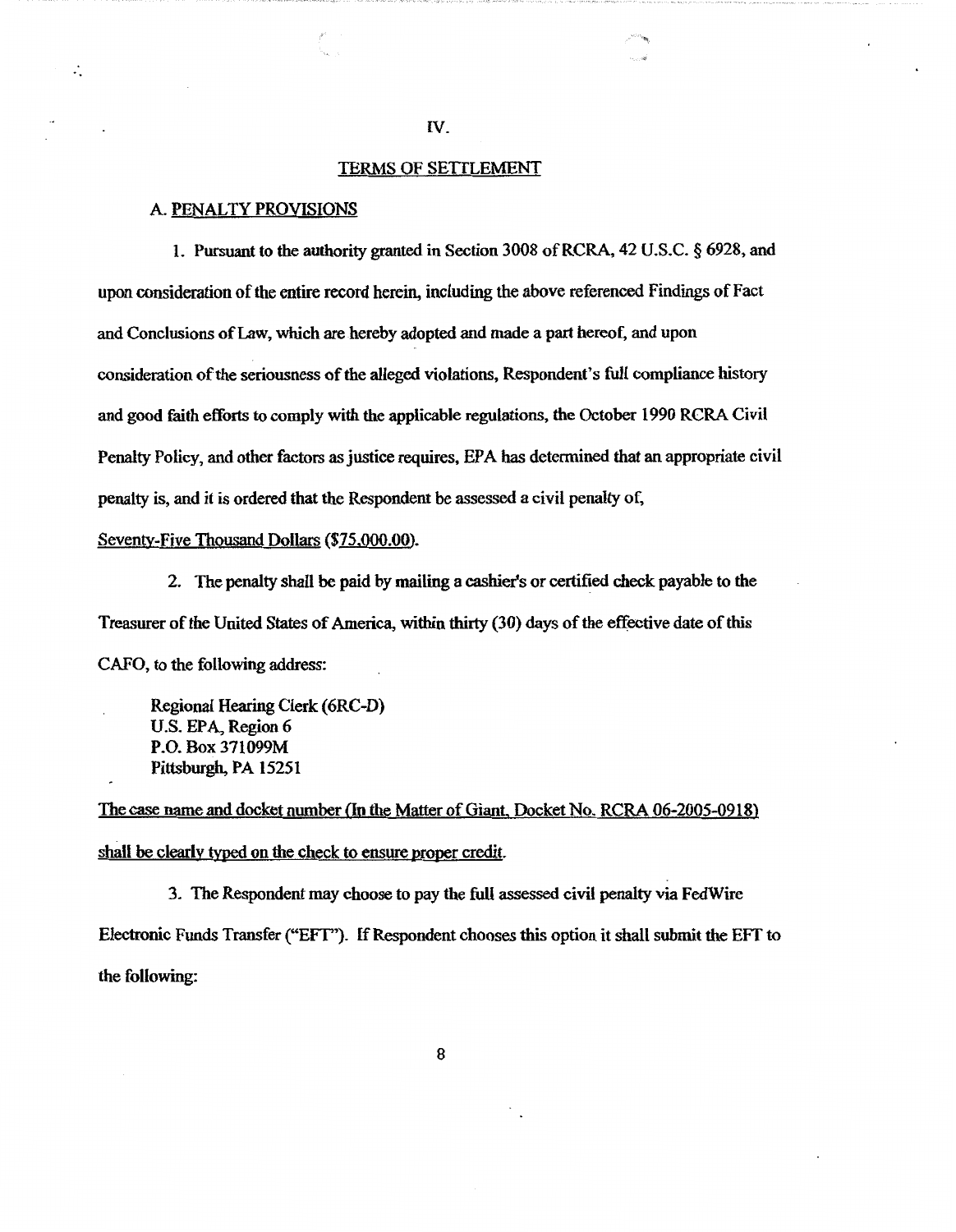## IV.

## TERMS OF SETTLEMENT

### A. PENALTY PROVISIONS

1. Pursuant to the authority granted in Section 3008 of RCRA, 42 U.S.C. § 6928, and upon consideration of the entire record herein, including the above referenced Findings of Fact and Conclusions of Law, which are hereby adopted and made a part hereof, and upon consideration of the seriousness of the alleged violations, Respondent's full compliance history and good faith efforts to comply with the applicable regulations, the October 1990 RCRA Civil Penalty Policy, and other factors as justice requires, EPA has determined that an appropriate civil penalty is, and it is ordered that the Respondent be assessed a civil penalty of, Seventy-Five Thousand Dollars ($75,000.00).

2. The penalty shall be paid by mailing a cashier's or certified check payable to the Treasurer of the United States of America, within thirty (30) days of the effective date of this CAFO, to the following address:

Regional Hearing Clerk (6RC-D)
U.S. EPA, Region 6
P.O. Box 371099M
Pittsburgh, PA 15251

The case name and docket number (In the Matter of Giant, Docket No. RCRA 06-2005-0918) shall be clearly typed on the check to ensure proper credit.

3. The Respondent may choose to pay the full assessed civil penalty via FedWire Electronic Funds Transfer ("EFT"). If Respondent chooses this option it shall submit the EFT to the following: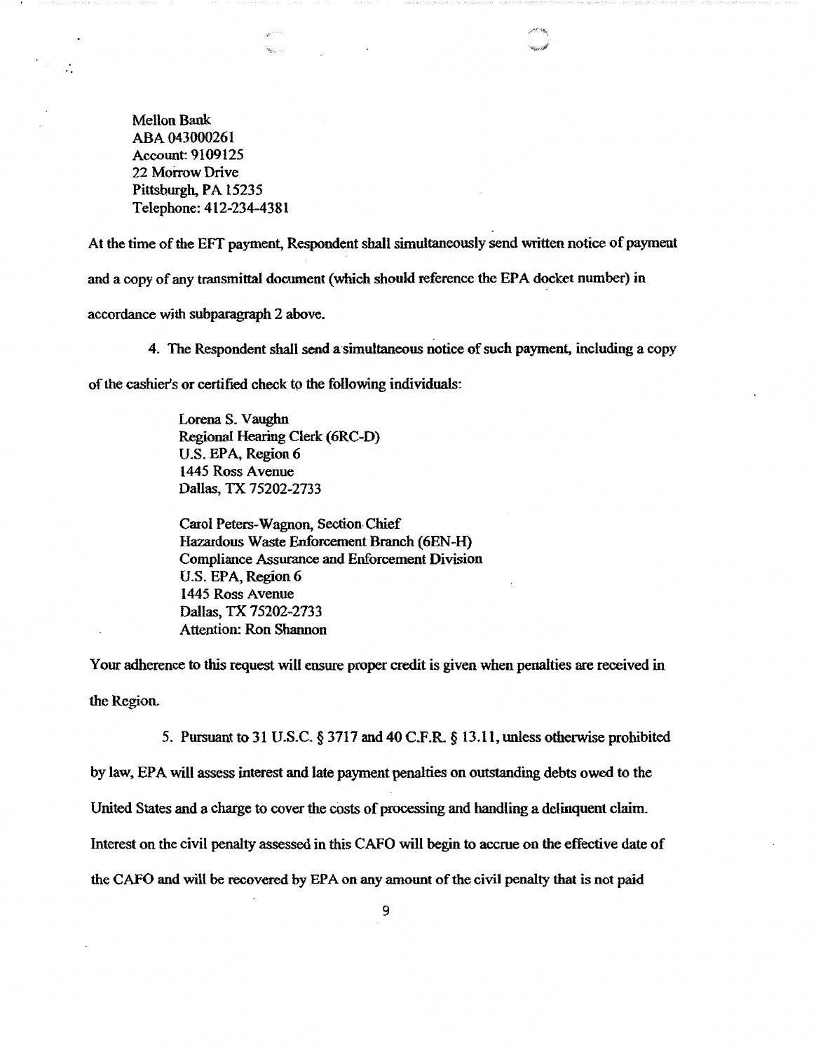Mellon Bank
ABA 043000261
Account: 9109125
22 Morrow Drive
Pittsburgh, PA 15235
Telephone: 412-234-4381

At the time of the EFT payment, Respondent shall simultaneously send written notice of payment and a copy of any transmittal document (which should reference the EPA docket number) in accordance with subparagraph 2 above.

4. The Respondent shall send a simultaneous notice of such payment, including a copy of the cashier's or certified check to the following individuals:

> Lorena S. Vaughn
> Regional Hearing Clerk (6RC-D)
> U.S. EPA, Region 6
> 1445 Ross Avenue
> Dallas, TX 75202-2733
>
> Carol Peters-Wagnon, Section Chief
> Hazardous Waste Enforcement Branch (6EN-H)
> Compliance Assurance and Enforcement Division
> U.S. EPA, Region 6
> 1445 Ross Avenue
> Dallas, TX 75202-2733
> Attention: Ron Shannon

Your adherence to this request will ensure proper credit is given when penalties are received in the Region.

5. Pursuant to 31 U.S.C. § 3717 and 40 C.F.R. § 13.11, unless otherwise prohibited by law, EPA will assess interest and late payment penalties on outstanding debts owed to the United States and a charge to cover the costs of processing and handling a delinquent claim. Interest on the civil penalty assessed in this CAFO will begin to accrue on the effective date of the CAFO and will be recovered by EPA on any amount of the civil penalty that is not paid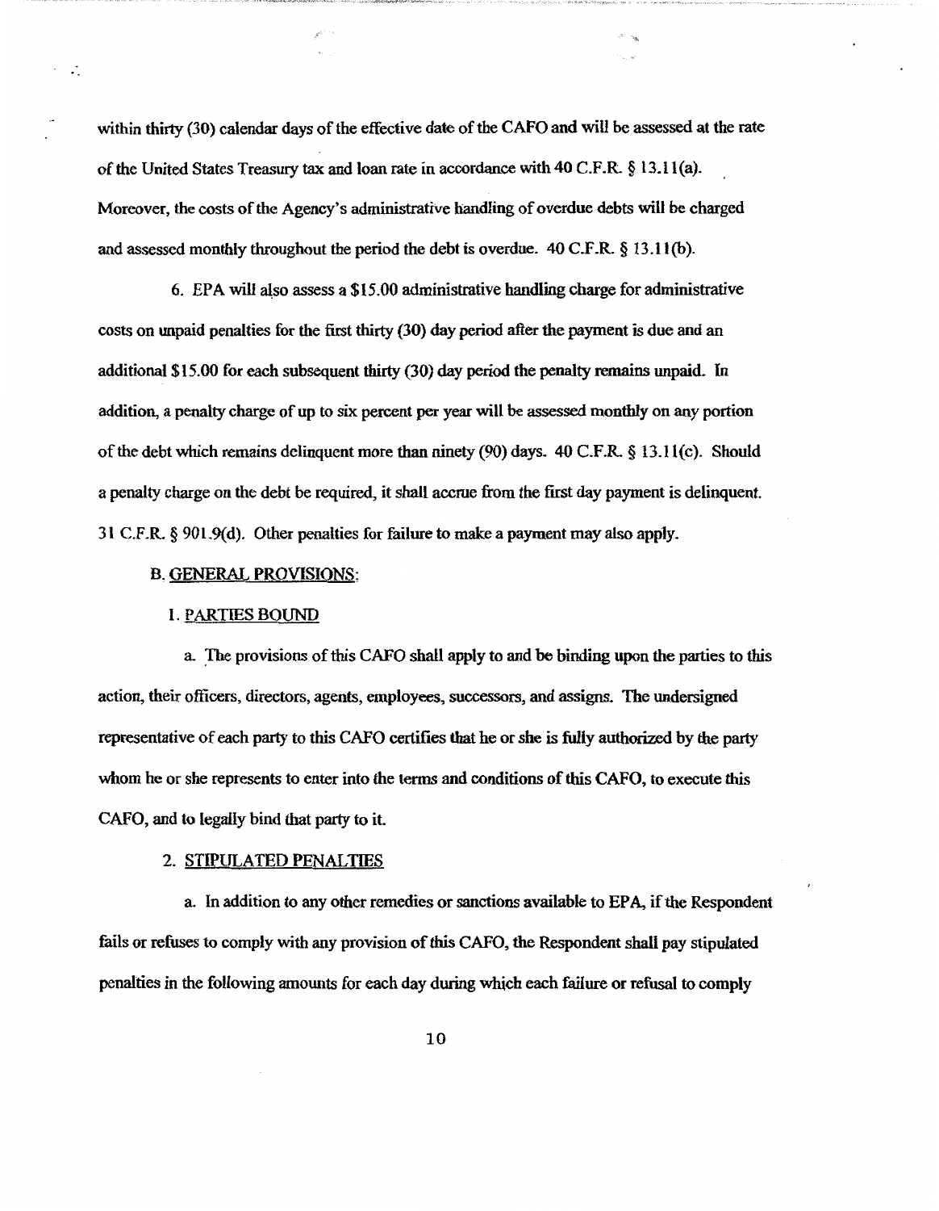within thirty (30) calendar days of the effective date of the CAFO and will be assessed at the rate of the United States Treasury tax and loan rate in accordance with 40 C.F.R. § 13.11(a). Moreover, the costs of the Agency's administrative handling of overdue debts will be charged and assessed monthly throughout the period the debt is overdue. 40 C.F.R. § 13.11(b).

6. EPA will also assess a $15.00 administrative handling charge for administrative costs on unpaid penalties for the first thirty (30) day period after the payment is due and an additional $15.00 for each subsequent thirty (30) day period the penalty remains unpaid. In addition, a penalty charge of up to six percent per year will be assessed monthly on any portion of the debt which remains delinquent more than ninety (90) days. 40 C.F.R. § 13.11(c). Should a penalty charge on the debt be required, it shall accrue from the first day payment is delinquent. 31 C.F.R. § 901.9(d). Other penalties for failure to make a payment may also apply.

B. GENERAL PROVISIONS:

1. PARTIES BOUND

a. The provisions of this CAFO shall apply to and be binding upon the parties to this action, their officers, directors, agents, employees, successors, and assigns. The undersigned representative of each party to this CAFO certifies that he or she is fully authorized by the party whom he or she represents to enter into the terms and conditions of this CAFO, to execute this CAFO, and to legally bind that party to it.

2. STIPULATED PENALTIES

a. In addition to any other remedies or sanctions available to EPA, if the Respondent fails or refuses to comply with any provision of this CAFO, the Respondent shall pay stipulated penalties in the following amounts for each day during which each failure or refusal to comply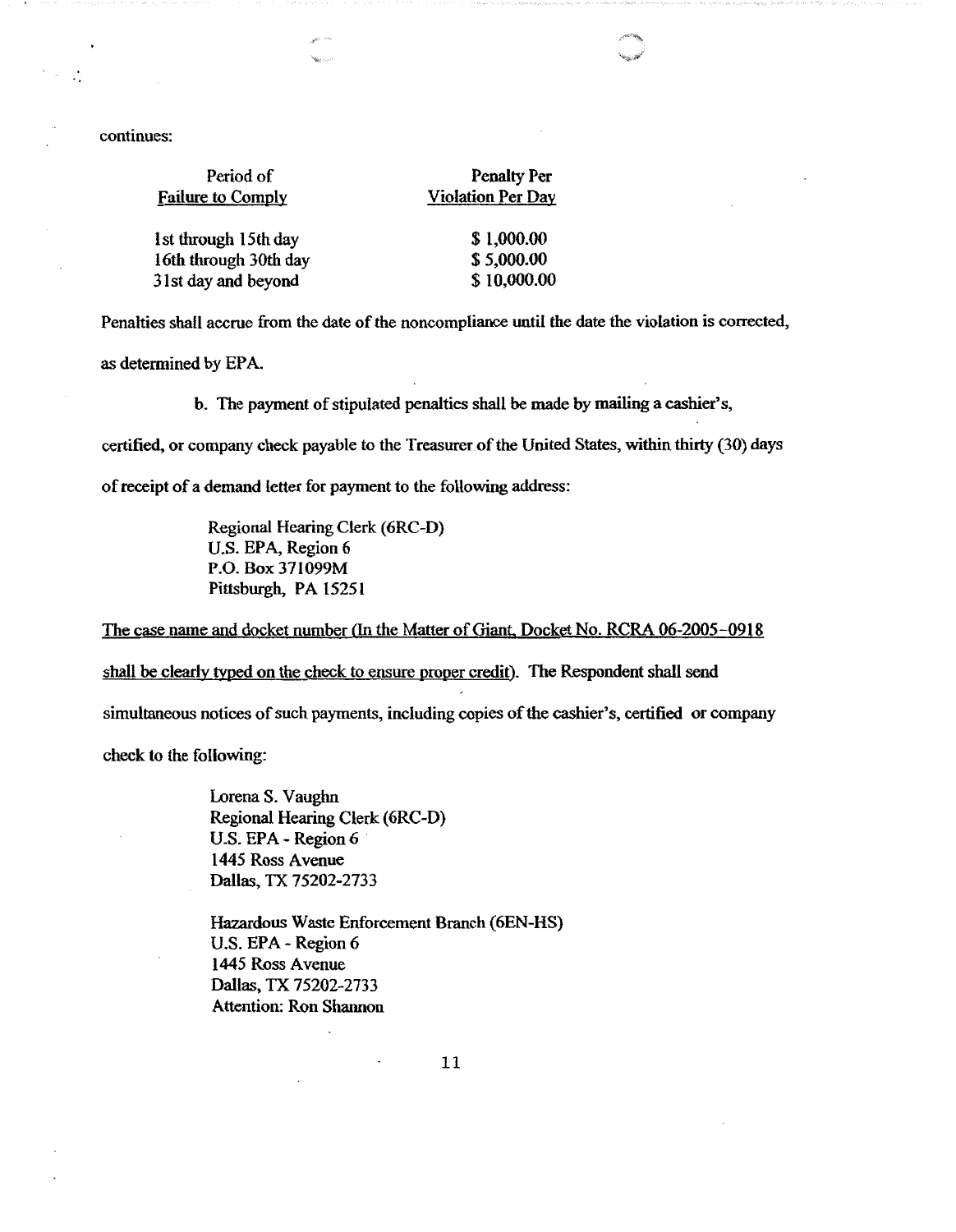continues:

| Period of Failure to Comply | Penalty Per Violation Per Day |
|---|---|
| 1st through 15th day | $ 1,000.00 |
| 16th through 30th day | $ 5,000.00 |
| 31st day and beyond | $ 10,000.00 |

Penalties shall accrue from the date of the noncompliance until the date the violation is corrected, as determined by EPA.

b. The payment of stipulated penalties shall be made by mailing a cashier's, certified, or company check payable to the Treasurer of the United States, within thirty (30) days of receipt of a demand letter for payment to the following address:

> Regional Hearing Clerk (6RC-D)
> U.S. EPA, Region 6
> P.O. Box 371099M
> Pittsburgh, PA 15251

The case name and docket number (In the Matter of Giant, Docket No. RCRA 06-2005-0918 shall be clearly typed on the check to ensure proper credit). The Respondent shall send simultaneous notices of such payments, including copies of the cashier's, certified or company check to the following:

> Lorena S. Vaughn
> Regional Hearing Clerk (6RC-D)
> U.S. EPA - Region 6
> 1445 Ross Avenue
> Dallas, TX 75202-2733

> Hazardous Waste Enforcement Branch (6EN-HS)
> U.S. EPA - Region 6
> 1445 Ross Avenue
> Dallas, TX 75202-2733
> Attention: Ron Shannon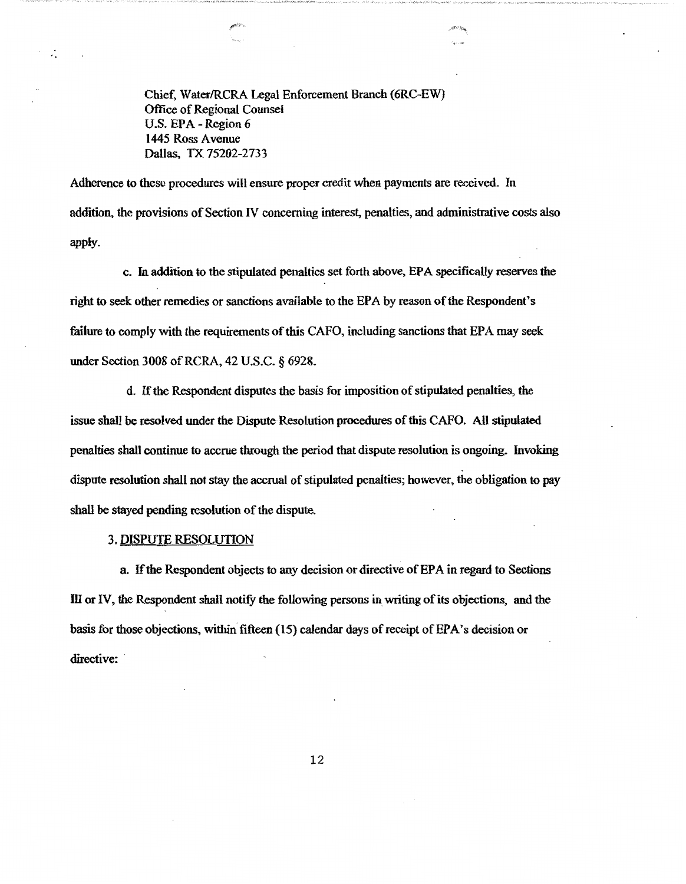Chief, Water/RCRA Legal Enforcement Branch (6RC-EW)
Office of Regional Counsel
U.S. EPA - Region 6
1445 Ross Avenue
Dallas, TX 75202-2733

Adherence to these procedures will ensure proper credit when payments are received. In addition, the provisions of Section IV concerning interest, penalties, and administrative costs also apply.

c. In addition to the stipulated penalties set forth above, EPA specifically reserves the right to seek other remedies or sanctions available to the EPA by reason of the Respondent's failure to comply with the requirements of this CAFO, including sanctions that EPA may seek under Section 3008 of RCRA, 42 U.S.C. § 6928.

d. If the Respondent disputes the basis for imposition of stipulated penalties, the issue shall be resolved under the Dispute Resolution procedures of this CAFO. All stipulated penalties shall continue to accrue through the period that dispute resolution is ongoing. Invoking dispute resolution shall not stay the accrual of stipulated penalties; however, the obligation to pay shall be stayed pending resolution of the dispute.

3. DISPUTE RESOLUTION

a. If the Respondent objects to any decision or directive of EPA in regard to Sections III or IV, the Respondent shall notify the following persons in writing of its objections, and the basis for those objections, within fifteen (15) calendar days of receipt of EPA's decision or directive: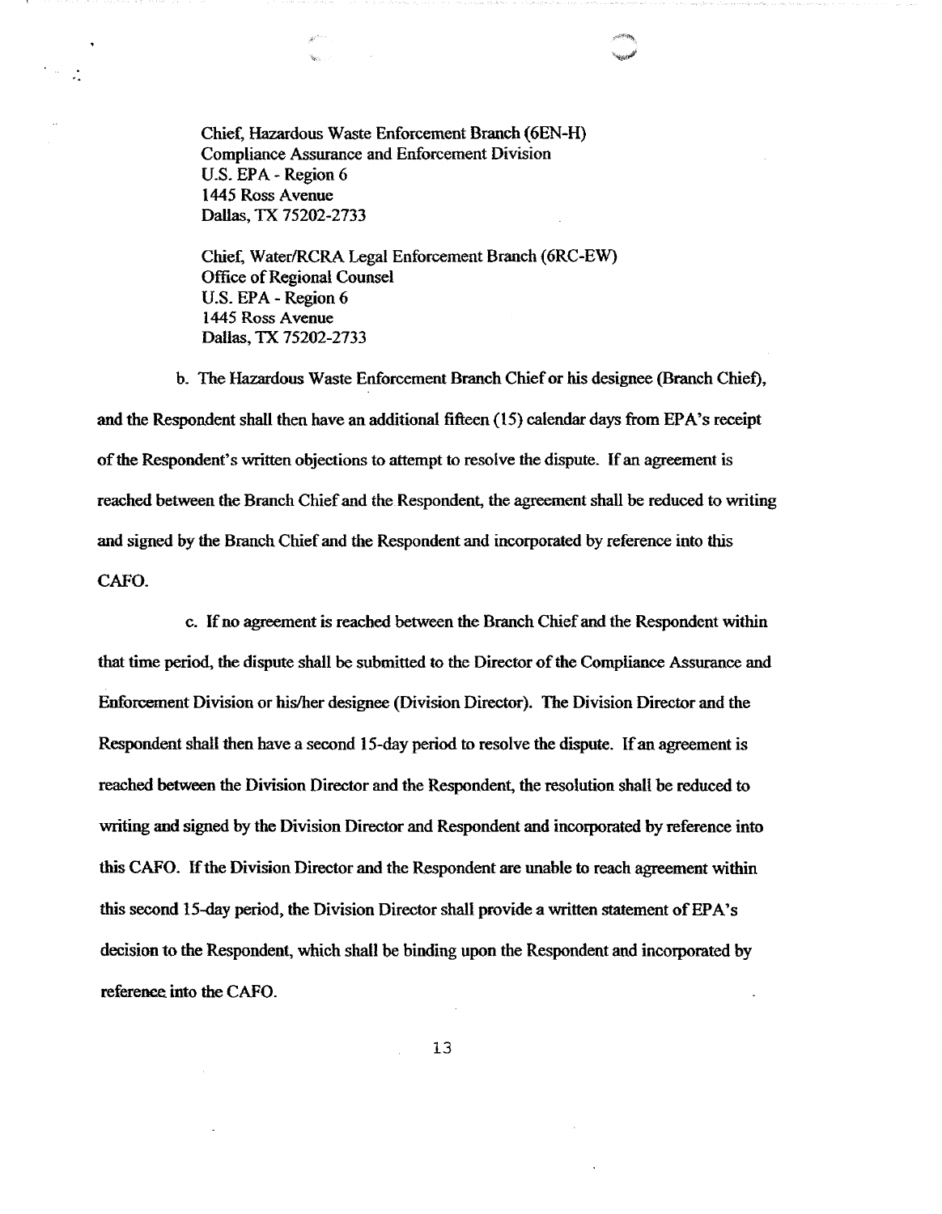Chief, Hazardous Waste Enforcement Branch (6EN-H)
Compliance Assurance and Enforcement Division
U.S. EPA - Region 6
1445 Ross Avenue
Dallas, TX 75202-2733

Chief, Water/RCRA Legal Enforcement Branch (6RC-EW)
Office of Regional Counsel
U.S. EPA - Region 6
1445 Ross Avenue
Dallas, TX 75202-2733

b. The Hazardous Waste Enforcement Branch Chief or his designee (Branch Chief), and the Respondent shall then have an additional fifteen (15) calendar days from EPA's receipt of the Respondent's written objections to attempt to resolve the dispute. If an agreement is reached between the Branch Chief and the Respondent, the agreement shall be reduced to writing and signed by the Branch Chief and the Respondent and incorporated by reference into this CAFO.

c. If no agreement is reached between the Branch Chief and the Respondent within that time period, the dispute shall be submitted to the Director of the Compliance Assurance and Enforcement Division or his/her designee (Division Director). The Division Director and the Respondent shall then have a second 15-day period to resolve the dispute. If an agreement is reached between the Division Director and the Respondent, the resolution shall be reduced to writing and signed by the Division Director and Respondent and incorporated by reference into this CAFO. If the Division Director and the Respondent are unable to reach agreement within this second 15-day period, the Division Director shall provide a written statement of EPA's decision to the Respondent, which shall be binding upon the Respondent and incorporated by reference into the CAFO.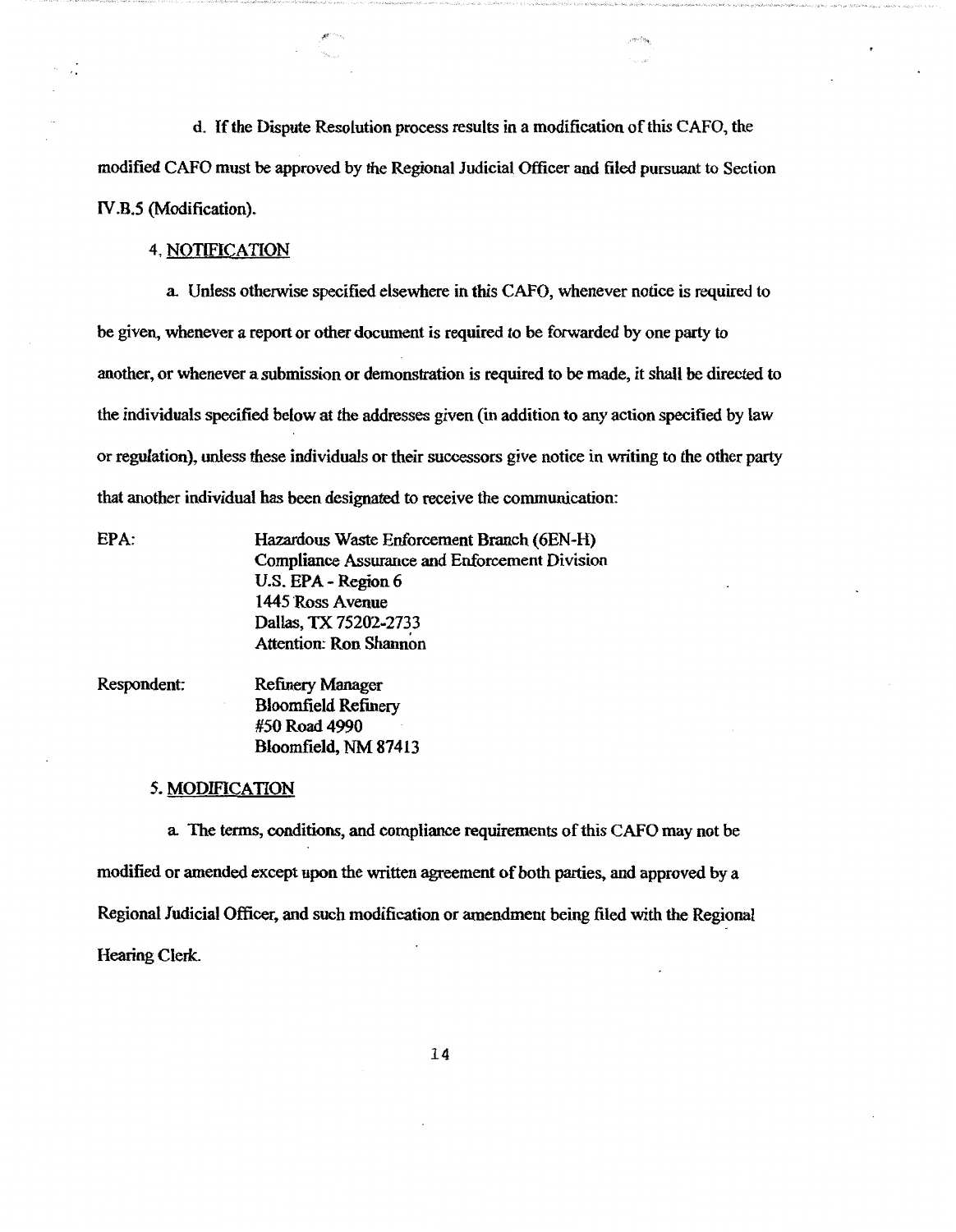d. If the Dispute Resolution process results in a modification of this CAFO, the modified CAFO must be approved by the Regional Judicial Officer and filed pursuant to Section IV.B.5 (Modification).

4. NOTIFICATION

a. Unless otherwise specified elsewhere in this CAFO, whenever notice is required to be given, whenever a report or other document is required to be forwarded by one party to another, or whenever a submission or demonstration is required to be made, it shall be directed to the individuals specified below at the addresses given (in addition to any action specified by law or regulation), unless these individuals or their successors give notice in writing to the other party that another individual has been designated to receive the communication:

EPA:
Hazardous Waste Enforcement Branch (6EN-H)
Compliance Assurance and Enforcement Division
U.S. EPA - Region 6
1445 Ross Avenue
Dallas, TX 75202-2733
Attention: Ron Shannon

Respondent:
Refinery Manager
Bloomfield Refinery
#50 Road 4990
Bloomfield, NM 87413

5. MODIFICATION

a. The terms, conditions, and compliance requirements of this CAFO may not be modified or amended except upon the written agreement of both parties, and approved by a Regional Judicial Officer, and such modification or amendment being filed with the Regional Hearing Clerk.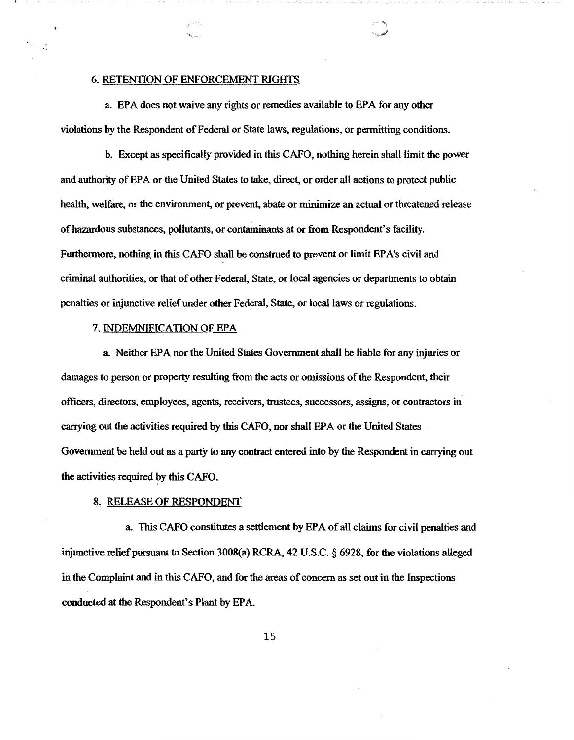6. RETENTION OF ENFORCEMENT RIGHTS

a. EPA does not waive any rights or remedies available to EPA for any other violations by the Respondent of Federal or State laws, regulations, or permitting conditions.

b. Except as specifically provided in this CAFO, nothing herein shall limit the power and authority of EPA or the United States to take, direct, or order all actions to protect public health, welfare, or the environment, or prevent, abate or minimize an actual or threatened release of hazardous substances, pollutants, or contaminants at or from Respondent's facility. Furthermore, nothing in this CAFO shall be construed to prevent or limit EPA's civil and criminal authorities, or that of other Federal, State, or local agencies or departments to obtain penalties or injunctive relief under other Federal, State, or local laws or regulations.

7. INDEMNIFICATION OF EPA

a. Neither EPA nor the United States Government shall be liable for any injuries or damages to person or property resulting from the acts or omissions of the Respondent, their officers, directors, employees, agents, receivers, trustees, successors, assigns, or contractors in carrying out the activities required by this CAFO, nor shall EPA or the United States Government be held out as a party to any contract entered into by the Respondent in carrying out the activities required by this CAFO.

8. RELEASE OF RESPONDENT

a. This CAFO constitutes a settlement by EPA of all claims for civil penalties and injunctive relief pursuant to Section 3008(a) RCRA, 42 U.S.C. § 6928, for the violations alleged in the Complaint and in this CAFO, and for the areas of concern as set out in the Inspections conducted at the Respondent's Plant by EPA.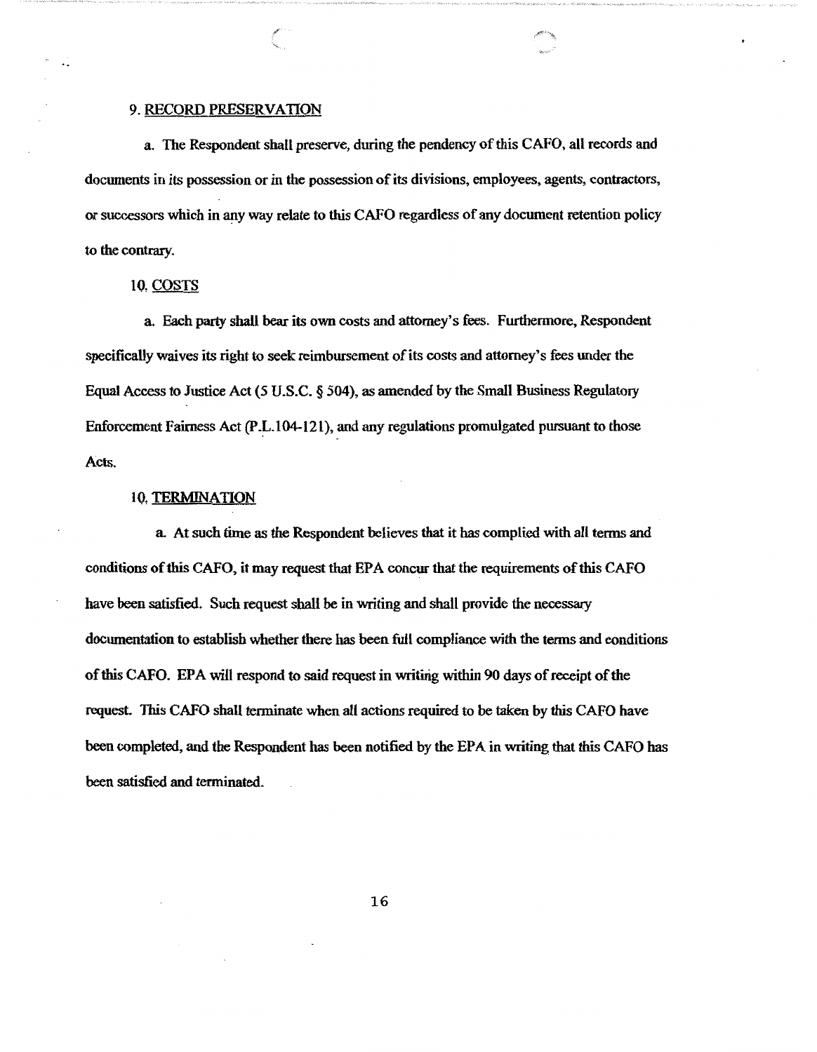9. RECORD PRESERVATION

a. The Respondent shall preserve, during the pendency of this CAFO, all records and documents in its possession or in the possession of its divisions, employees, agents, contractors, or successors which in any way relate to this CAFO regardless of any document retention policy to the contrary.

10. COSTS

a. Each party shall bear its own costs and attorney's fees. Furthermore, Respondent specifically waives its right to seek reimbursement of its costs and attorney's fees under the Equal Access to Justice Act (5 U.S.C. § 504), as amended by the Small Business Regulatory Enforcement Fairness Act (P.L.104-121), and any regulations promulgated pursuant to those Acts.

10. TERMINATION

a. At such time as the Respondent believes that it has complied with all terms and conditions of this CAFO, it may request that EPA concur that the requirements of this CAFO have been satisfied. Such request shall be in writing and shall provide the necessary documentation to establish whether there has been full compliance with the terms and conditions of this CAFO. EPA will respond to said request in writing within 90 days of receipt of the request. This CAFO shall terminate when all actions required to be taken by this CAFO have been completed, and the Respondent has been notified by the EPA in writing that this CAFO has been satisfied and terminated.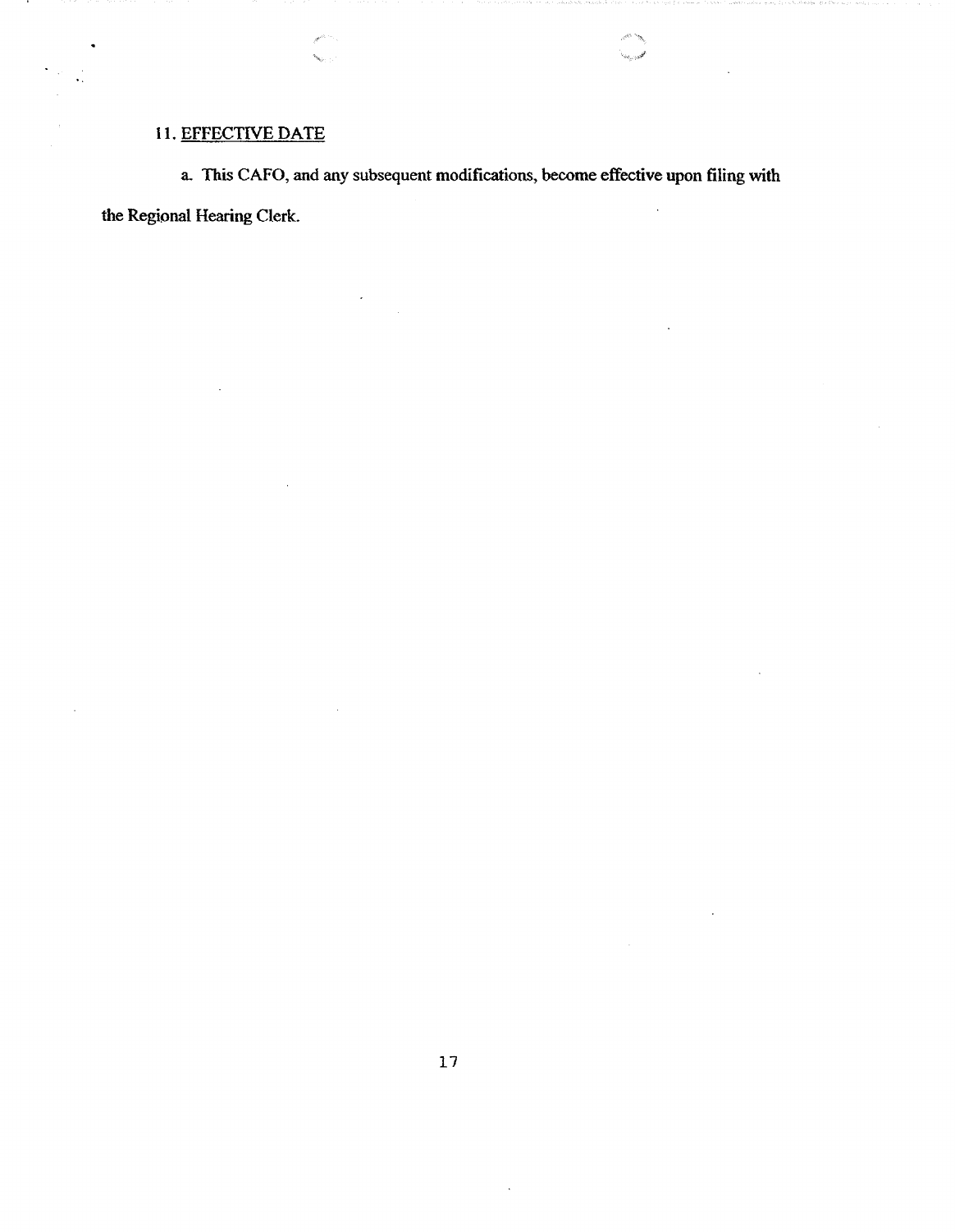## 11. EFFECTIVE DATE

a. This CAFO, and any subsequent modifications, become effective upon filing with the Regional Hearing Clerk.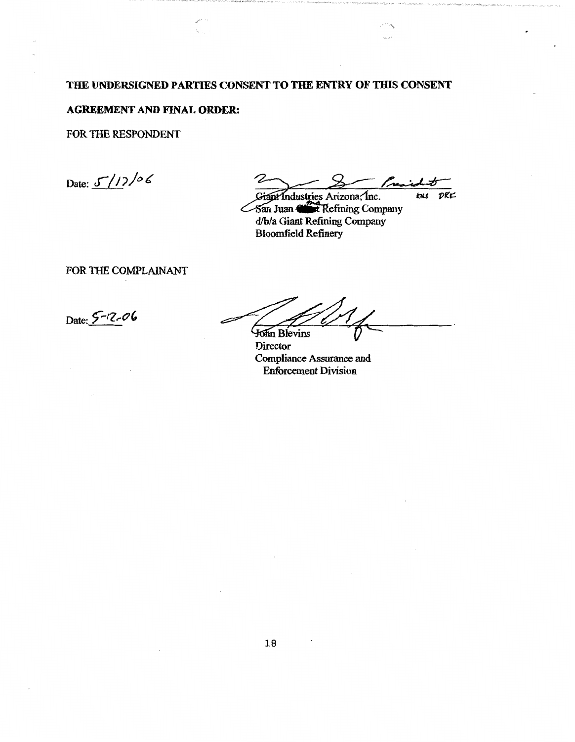**THE UNDERSIGNED PARTIES CONSENT TO THE ENTRY OF THIS CONSENT AGREEMENT AND FINAL ORDER:**

FOR THE RESPONDENT

Date: 5/17/06

Giant Industries Arizona, Inc. 
San Juan Refining Company
d/b/a Giant Refining Company
Bloomfield Refinery

FOR THE COMPLAINANT

Date: 5-12-06

John Blevins
Director
Compliance Assurance and Enforcement Division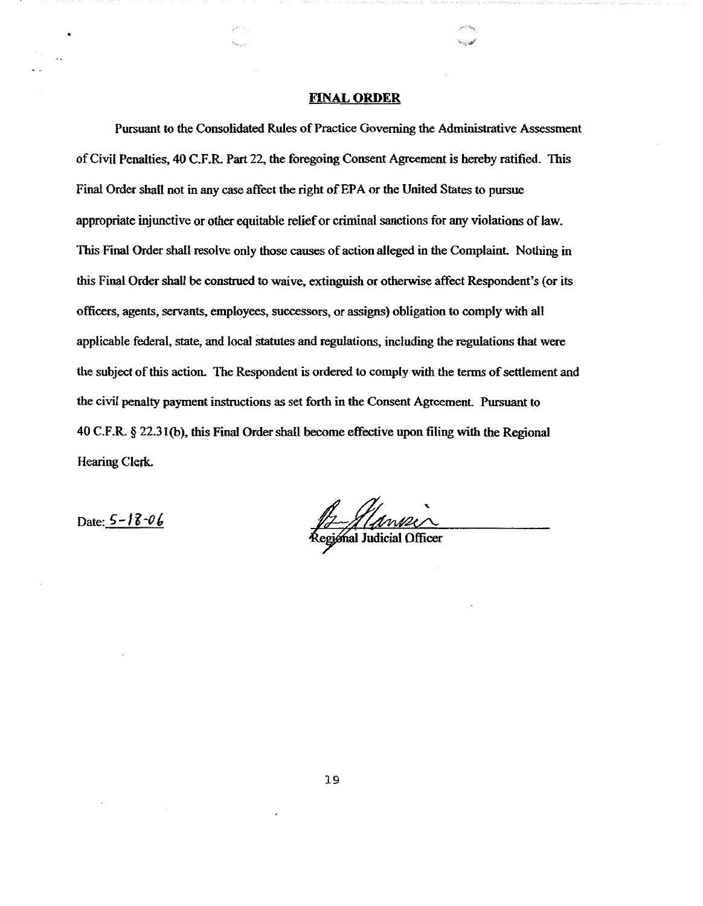## FINAL ORDER

Pursuant to the Consolidated Rules of Practice Governing the Administrative Assessment of Civil Penalties, 40 C.F.R. Part 22, the foregoing Consent Agreement is hereby ratified. This Final Order shall not in any case affect the right of EPA or the United States to pursue appropriate injunctive or other equitable relief or criminal sanctions for any violations of law. This Final Order shall resolve only those causes of action alleged in the Complaint. Nothing in this Final Order shall be construed to waive, extinguish or otherwise affect Respondent's (or its officers, agents, servants, employees, successors, or assigns) obligation to comply with all applicable federal, state, and local statutes and regulations, including the regulations that were the subject of this action. The Respondent is ordered to comply with the terms of settlement and the civil penalty payment instructions as set forth in the Consent Agreement. Pursuant to 40 C.F.R. § 22.31(b), this Final Order shall become effective upon filing with the Regional Hearing Clerk.

Date: 5-18-06

Regional Judicial Officer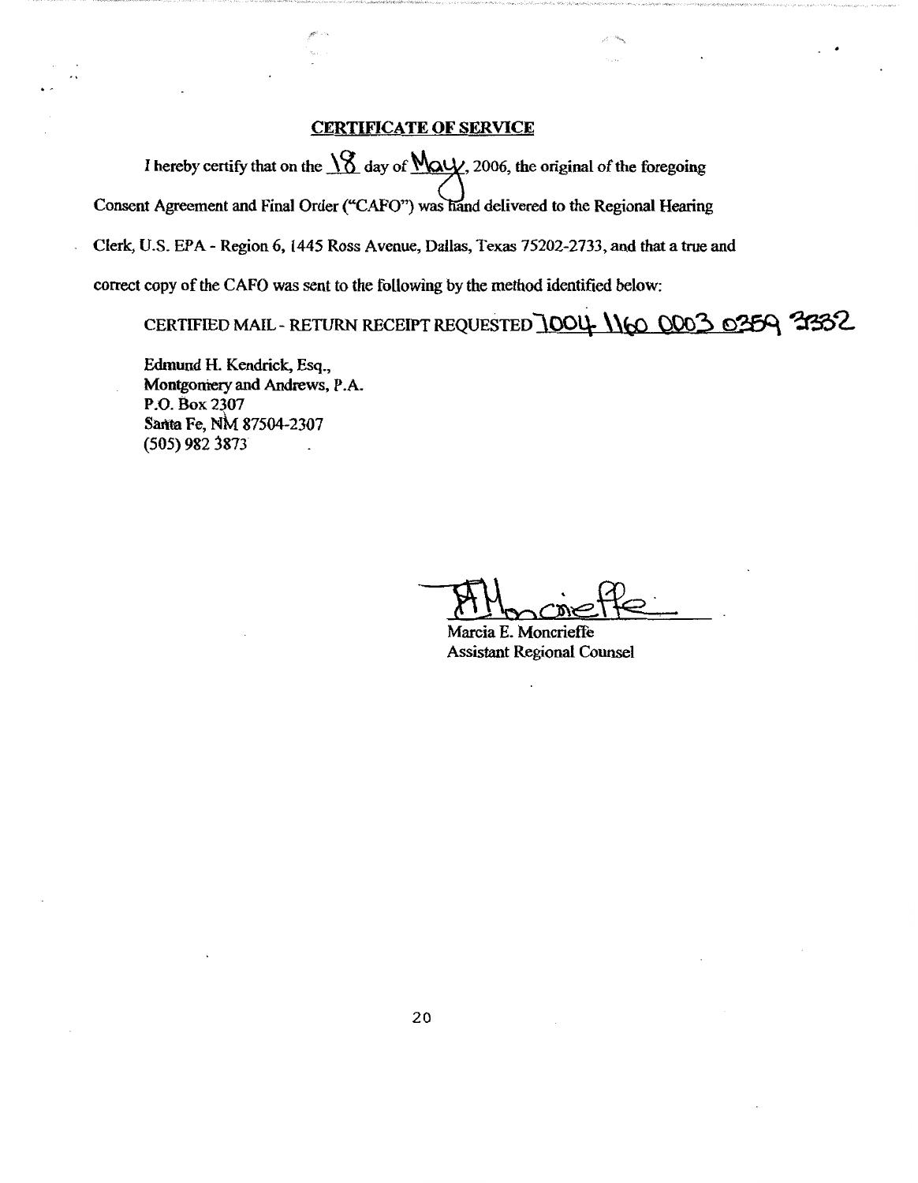## CERTIFICATE OF SERVICE

I hereby certify that on the 18 day of May, 2006, the original of the foregoing Consent Agreement and Final Order ("CAFO") was hand delivered to the Regional Hearing Clerk, U.S. EPA - Region 6, 1445 Ross Avenue, Dallas, Texas 75202-2733, and that a true and correct copy of the CAFO was sent to the following by the method identified below:

CERTIFIED MAIL - RETURN RECEIPT REQUESTED 7004 1160 0003 0359 3332

Edmund H. Kendrick, Esq.,
Montgomery and Andrews, P.A.
P.O. Box 2307
Santa Fe, NM 87504-2307
(505) 982 3873

Marcia E. Moncrieffe
Assistant Regional Counsel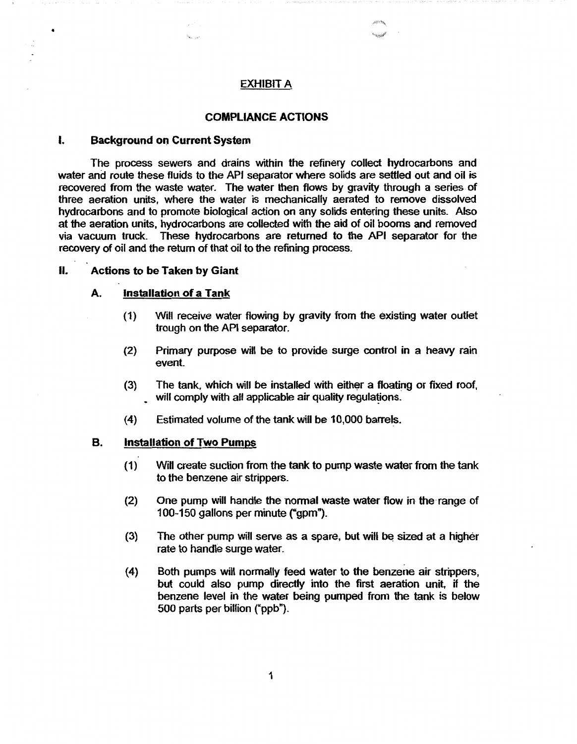## EXHIBIT A

## COMPLIANCE ACTIONS

### I. Background on Current System

The process sewers and drains within the refinery collect hydrocarbons and water and route these fluids to the API separator where solids are settled out and oil is recovered from the waste water. The water then flows by gravity through a series of three aeration units, where the water is mechanically aerated to remove dissolved hydrocarbons and to promote biological action on any solids entering these units. Also at the aeration units, hydrocarbons are collected with the aid of oil booms and removed via vacuum truck. These hydrocarbons are returned to the API separator for the recovery of oil and the return of that oil to the refining process.

### II. Actions to be Taken by Giant

#### A. Installation of a Tank

(1) Will receive water flowing by gravity from the existing water outlet trough on the API separator.

(2) Primary purpose will be to provide surge control in a heavy rain event.

(3) The tank, which will be installed with either a floating or fixed roof, will comply with all applicable air quality regulations.

(4) Estimated volume of the tank will be 10,000 barrels.

#### B. Installation of Two Pumps

(1) Will create suction from the tank to pump waste water from the tank to the benzene air strippers.

(2) One pump will handle the normal waste water flow in the range of 100-150 gallons per minute ("gpm").

(3) The other pump will serve as a spare, but will be sized at a higher rate to handle surge water.

(4) Both pumps will normally feed water to the benzene air strippers, but could also pump directly into the first aeration unit, if the benzene level in the water being pumped from the tank is below 500 parts per billion ("ppb").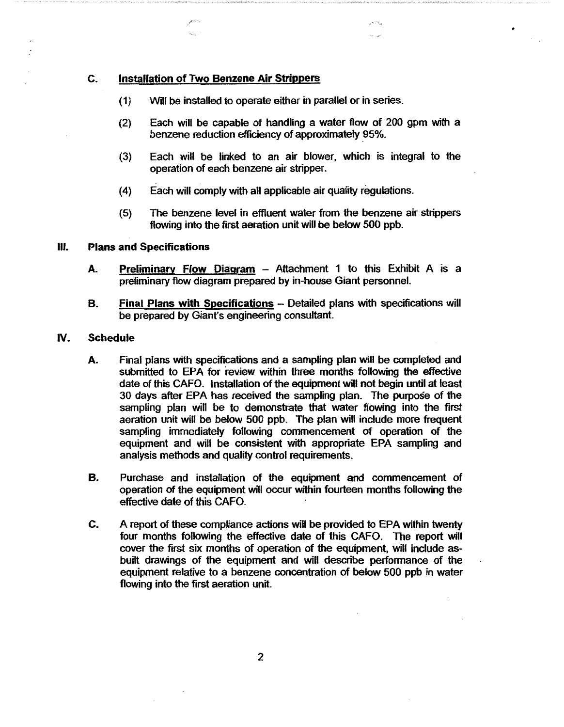### C. Installation of Two Benzene Air Strippers

(1) Will be installed to operate either in parallel or in series.

(2) Each will be capable of handling a water flow of 200 gpm with a benzene reduction efficiency of approximately 95%.

(3) Each will be linked to an air blower, which is integral to the operation of each benzene air stripper.

(4) Each will comply with all applicable air quality regulations.

(5) The benzene level in effluent water from the benzene air strippers flowing into the first aeration unit will be below 500 ppb.

## III. Plans and Specifications

**A.** **Preliminary Flow Diagram** – Attachment 1 to this Exhibit A is a preliminary flow diagram prepared by in-house Giant personnel.

**B.** **Final Plans with Specifications** – Detailed plans with specifications will be prepared by Giant's engineering consultant.

## IV. Schedule

**A.** Final plans with specifications and a sampling plan will be completed and submitted to EPA for review within three months following the effective date of this CAFO. Installation of the equipment will not begin until at least 30 days after EPA has received the sampling plan. The purpose of the sampling plan will be to demonstrate that water flowing into the first aeration unit will be below 500 ppb. The plan will include more frequent sampling immediately following commencement of operation of the equipment and will be consistent with appropriate EPA sampling and analysis methods and quality control requirements.

**B.** Purchase and installation of the equipment and commencement of operation of the equipment will occur within fourteen months following the effective date of this CAFO.

**C.** A report of these compliance actions will be provided to EPA within twenty four months following the effective date of this CAFO. The report will cover the first six months of operation of the equipment, will include as-built drawings of the equipment and will describe performance of the equipment relative to a benzene concentration of below 500 ppb in water flowing into the first aeration unit.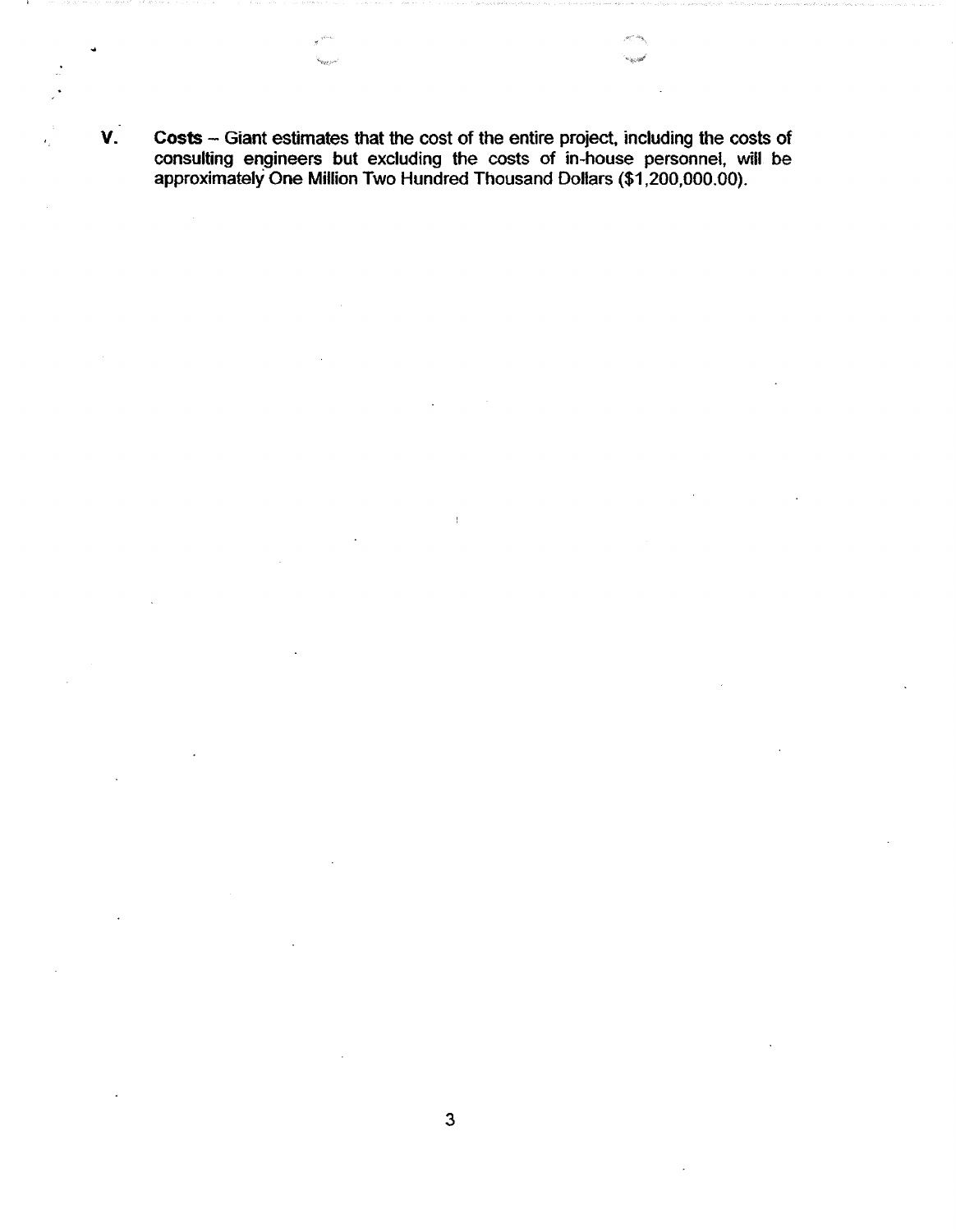V. **Costs** – Giant estimates that the cost of the entire project, including the costs of consulting engineers but excluding the costs of in-house personnel, will be approximately One Million Two Hundred Thousand Dollars ($1,200,000.00).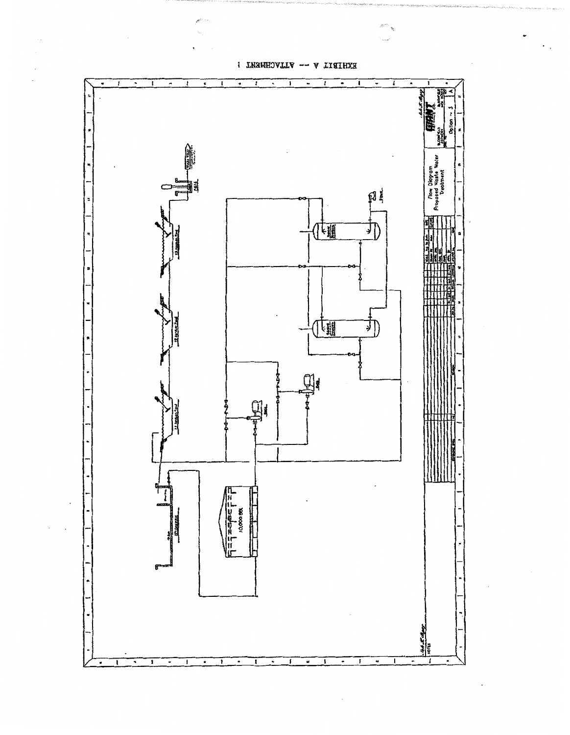EXHIBIT A -- ATTACHMENT 1

Flow Diagram
Proposed Waste Water
Treatment

GIANT REFINING CO.

Option - 3

10,000 BBL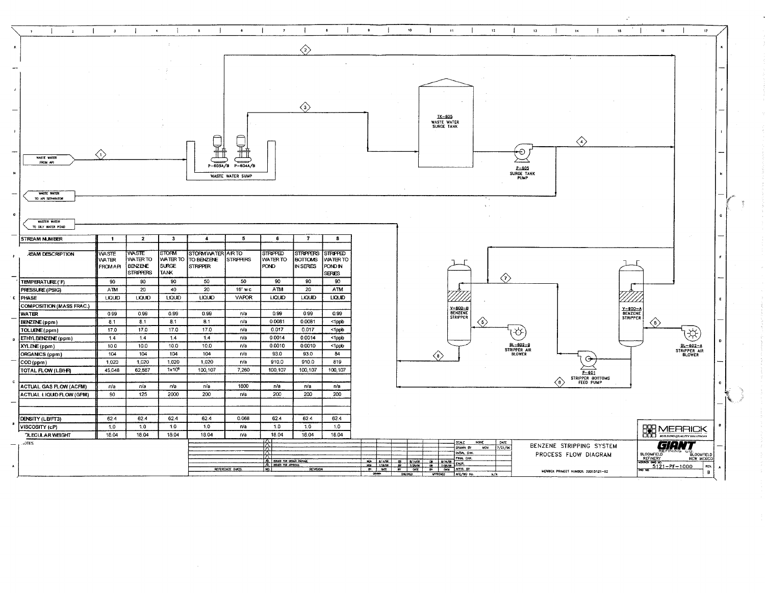WASTE WATER FROM API

WASTE WATER TO API SEPARATOR

WASTER WATER TO OILY WATER POND

P-605A/B P-604A/B

WASTE WATER SUMP

TK-605 WASTE WATER SURGE TANK

P-605 SURGE TANK PUMP

V-600-B BENZENE STRIPPER

V-600-A BENZENE STRIPPER

BL-602-B STRIPPER AIR BLOWER

BL-602-A STRIPPER AIR BLOWER

P-601 STRIPPER BOTTOMS FEED PUMP

| STREAM NUMBER | 1 | 2 | 3 | 4 | 5 | 6 | 7 | 8 |
|---|---|---|---|---|---|---|---|---|
| STREAM DESCRIPTION | WASTE WATER FROM API | WASTE WATER TO BENZENE STRIPPERS | STORM WATER TO SURGE TANK | STORMWATER TO BENZENE STRIPPER | AIR TO STRIPPERS | STRIPPED WATER TO POND | STRIPPERS BOTTOMS IN SERIES | STRIPPED WATER TO POND IN SERIES |
| TEMPERATURE (°F) | 90 | 90 | 90 | 50 | 50 | 90 | 90 | 90 |
| PRESSURE (PSIG) | ATM | 20 | 40 | 20 | 16" w.c | ATM | 20 | ATM |
| PHASE | LIQUID | LIQUID | LIQUID | LIQUID | VAPOR | LIQUID | LIQUID | LIQUID |
| COMPOSITION (MASS FRAC.) | | | | | | | | |
| WATER | 0.99 | 0.99 | 0.99 | 0.99 | n/a | 0.99 | 0.99 | 0.99 |
| BENZENE (ppm) | 8.1 | 8.1 | 8.1 | 8.1 | n/a | 0.0081 | 0.0081 | <1ppb |
| TOLUENE (ppm) | 17.0 | 17.0 | 17.0 | 17.0 | n/a | 0.017 | 0.017 | <1ppb |
| ETHYLBENZENE (ppm) | 1.4 | 1.4 | 1.4 | 1.4 | n/a | 0.0014 | 0.0014 | <1ppb |
| XYLENE (ppm) | 10.0 | 10.0 | 10.0 | 10.0 | n/a | 0.0010 | 0.0010 | <1ppb |
| ORGANICS (ppm) | 104 | 104 | 104 | 104 | n/a | 93.0 | 93.0 | 84 |
| COD (ppm) | 1,020 | 1,020 | 1,020 | 1,020 | n/a | 910.0 | 910.0 | 819 |
| TOTAL FLOW (LB/HR) | 45,048 | 62,567 | $1x10^6$ | 100,107 | 7,260 | 100,107 | 100,107 | 100,107 |
| ACTUAL GAS FLOW (ACFM) | n/a | n/a | n/a | n/a | 1800 | n/a | n/a | n/a |
| ACTUAL LIQUID FLOW (GPM) | 90 | 125 | 2000 | 200 | n/a | 200 | 200 | 200 |
| DENSITY (LB/FT3) | 62.4 | 62.4 | 62.4 | 62.4 | 0.068 | 62.4 | 62.4 | 62.4 |
| VISCOSITY (cP) | 1.0 | 1.0 | 1.0 | 1.0 | n/a | 1.0 | 1.0 | 1.0 |
| MOLECULAR WEIGHT | 18.04 | 18.04 | 18.04 | 18.04 | n/a | 18.04 | 18.04 | 18.04 |

NOTES

REFERENCE DWGS.

| NO. | REVISION | BY | DATE | BY | DATE | BY | DATE |
|---|---|---|---|---|---|---|---|
| B | ISSUED FOR DESIGN PACKAGE | MCM | 8/14/06 | CB | 8/14/06 | CB | 8/14/06 |
| A | ISSUED FOR APPROVAL | MCM | 7/28/06 | SW | 7/28/06 | CB | 7/28/06 |
| | | DRAWN | | CHECKED | | APPROVED | |

SCALE NONE | DATE
DRAWN BY MCM 7/21/06
INITIAL CHK.
FINAL CHK.
ENGR.
APPR. BY
AFE/WO No. N/A

BENZENE STRIPPING SYSTEM
PROCESS FLOW DIAGRAM

MERRICK PROJECT NUMBER: 32015121-02

MERRICK
BUILDING QUALITY SOLUTIONS

GIANT REFINING CO.
BLOOMFIELD REFINERY — BLOOMFIELD NEW MEXICO

MERRICK DWG NO. 5121-PF-1000
REV. B